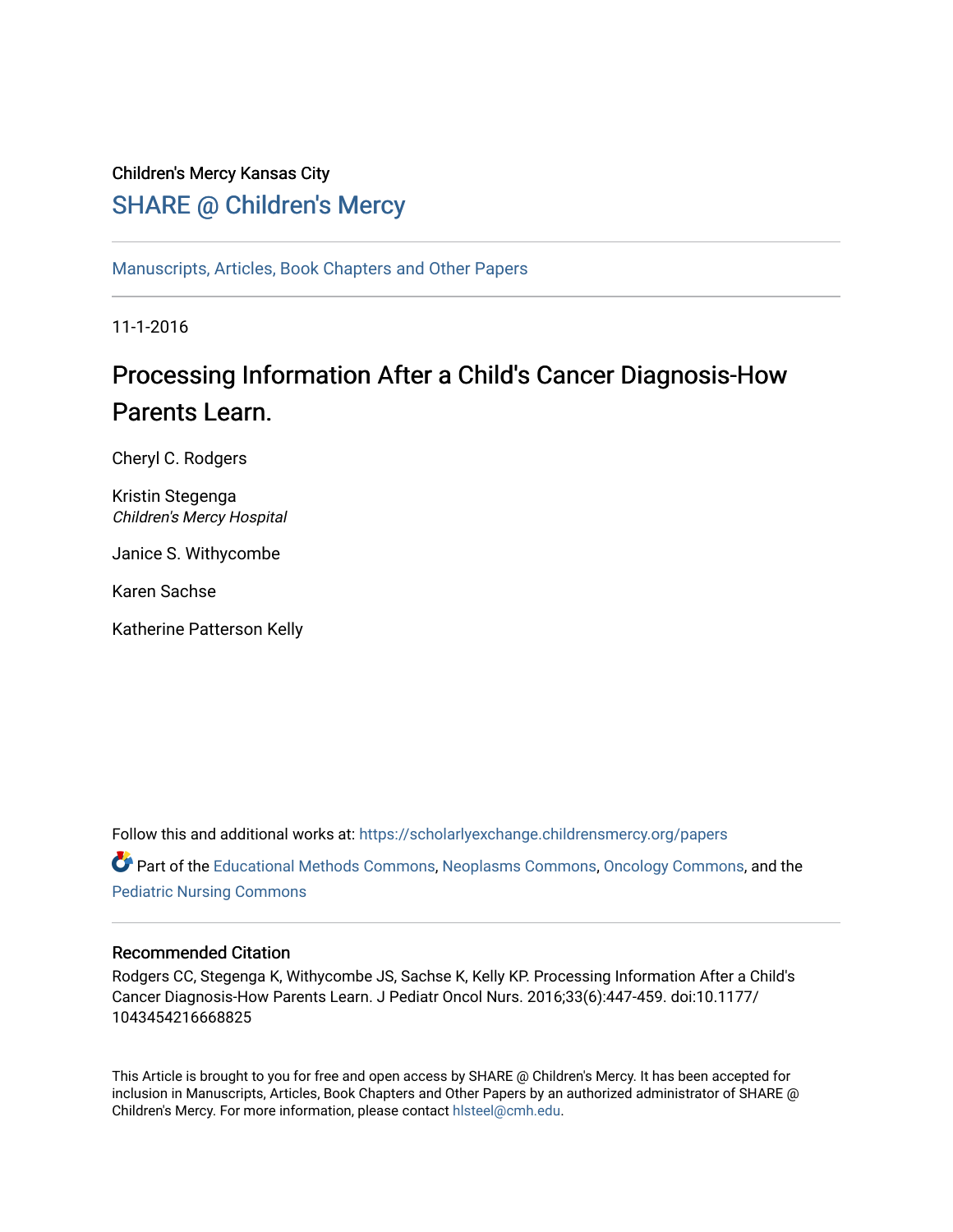Children's Mercy Kansas City

# SHARE @ Children's Mercy

Manuscripts, Articles, Book Chapters and Other Papers

11-1-2016

## Processing Information After a Child's Cancer Diagnosis-How Parents Learn.

Cheryl C. Rodgers

Kristin Stegenga
*Children's Mercy Hospital*

Janice S. Withycombe

Karen Sachse

Katherine Patterson Kelly

Follow this and additional works at: https://scholarlyexchange.childrensmercy.org/papers

Part of the Educational Methods Commons, Neoplasms Commons, Oncology Commons, and the Pediatric Nursing Commons

### Recommended Citation

Rodgers CC, Stegenga K, Withycombe JS, Sachse K, Kelly KP. Processing Information After a Child's Cancer Diagnosis-How Parents Learn. J Pediatr Oncol Nurs. 2016;33(6):447-459. doi:10.1177/1043454216668825

This Article is brought to you for free and open access by SHARE @ Children's Mercy. It has been accepted for inclusion in Manuscripts, Articles, Book Chapters and Other Papers by an authorized administrator of SHARE @ Children's Mercy. For more information, please contact hlsteel@cmh.edu.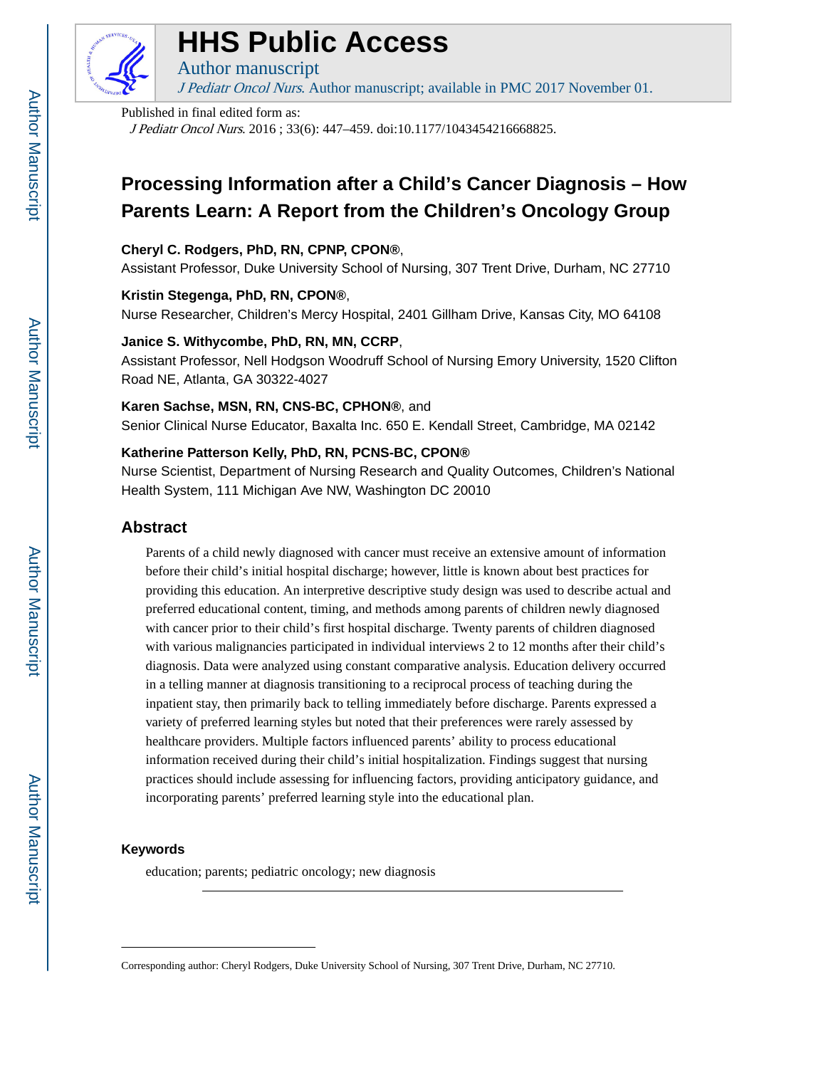Published in final edited form as:

*J Pediatr Oncol Nurs*. 2016 ; 33(6): 447–459. doi:10.1177/1043454216668825.

# Processing Information after a Child's Cancer Diagnosis – How Parents Learn: A Report from the Children's Oncology Group

**Cheryl C. Rodgers, PhD, RN, CPNP, CPON®**,
Assistant Professor, Duke University School of Nursing, 307 Trent Drive, Durham, NC 27710

**Kristin Stegenga, PhD, RN, CPON®**,
Nurse Researcher, Children's Mercy Hospital, 2401 Gillham Drive, Kansas City, MO 64108

**Janice S. Withycombe, PhD, RN, MN, CCRP**,
Assistant Professor, Nell Hodgson Woodruff School of Nursing Emory University, 1520 Clifton Road NE, Atlanta, GA 30322-4027

**Karen Sachse, MSN, RN, CNS-BC, CPHON®**, and
Senior Clinical Nurse Educator, Baxalta Inc. 650 E. Kendall Street, Cambridge, MA 02142

**Katherine Patterson Kelly, PhD, RN, PCNS-BC, CPON®**
Nurse Scientist, Department of Nursing Research and Quality Outcomes, Children's National Health System, 111 Michigan Ave NW, Washington DC 20010

## Abstract

Parents of a child newly diagnosed with cancer must receive an extensive amount of information before their child's initial hospital discharge; however, little is known about best practices for providing this education. An interpretive descriptive study design was used to describe actual and preferred educational content, timing, and methods among parents of children newly diagnosed with cancer prior to their child's first hospital discharge. Twenty parents of children diagnosed with various malignancies participated in individual interviews 2 to 12 months after their child's diagnosis. Data were analyzed using constant comparative analysis. Education delivery occurred in a telling manner at diagnosis transitioning to a reciprocal process of teaching during the inpatient stay, then primarily back to telling immediately before discharge. Parents expressed a variety of preferred learning styles but noted that their preferences were rarely assessed by healthcare providers. Multiple factors influenced parents' ability to process educational information received during their child's initial hospitalization. Findings suggest that nursing practices should include assessing for influencing factors, providing anticipatory guidance, and incorporating parents' preferred learning style into the educational plan.

### Keywords

education; parents; pediatric oncology; new diagnosis

---

Corresponding author: Cheryl Rodgers, Duke University School of Nursing, 307 Trent Drive, Durham, NC 27710.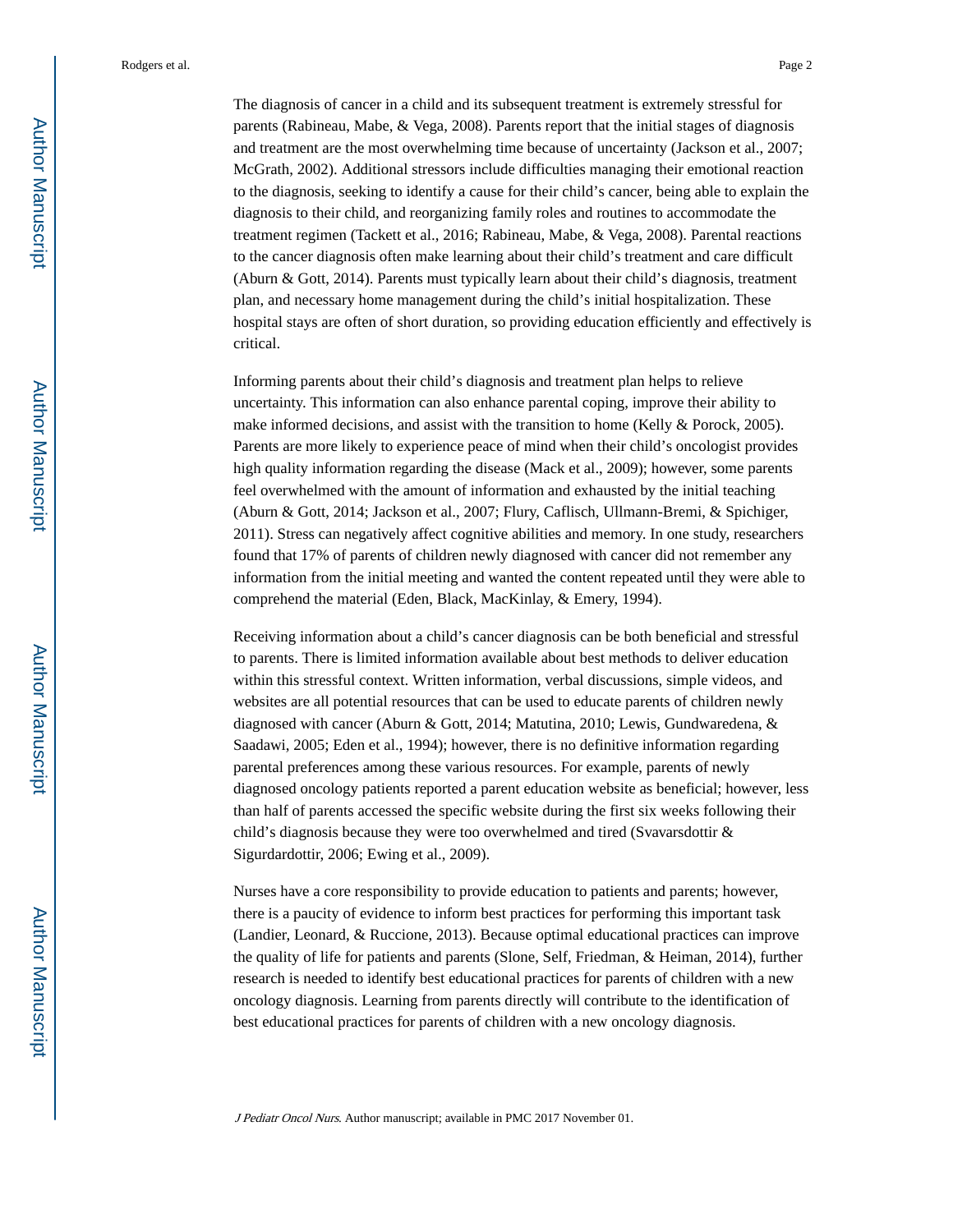The diagnosis of cancer in a child and its subsequent treatment is extremely stressful for parents (Rabineau, Mabe, & Vega, 2008). Parents report that the initial stages of diagnosis and treatment are the most overwhelming time because of uncertainty (Jackson et al., 2007; McGrath, 2002). Additional stressors include difficulties managing their emotional reaction to the diagnosis, seeking to identify a cause for their child's cancer, being able to explain the diagnosis to their child, and reorganizing family roles and routines to accommodate the treatment regimen (Tackett et al., 2016; Rabineau, Mabe, & Vega, 2008). Parental reactions to the cancer diagnosis often make learning about their child's treatment and care difficult (Aburn & Gott, 2014). Parents must typically learn about their child's diagnosis, treatment plan, and necessary home management during the child's initial hospitalization. These hospital stays are often of short duration, so providing education efficiently and effectively is critical.

Informing parents about their child's diagnosis and treatment plan helps to relieve uncertainty. This information can also enhance parental coping, improve their ability to make informed decisions, and assist with the transition to home (Kelly & Porock, 2005). Parents are more likely to experience peace of mind when their child's oncologist provides high quality information regarding the disease (Mack et al., 2009); however, some parents feel overwhelmed with the amount of information and exhausted by the initial teaching (Aburn & Gott, 2014; Jackson et al., 2007; Flury, Caflisch, Ullmann-Bremi, & Spichiger, 2011). Stress can negatively affect cognitive abilities and memory. In one study, researchers found that 17% of parents of children newly diagnosed with cancer did not remember any information from the initial meeting and wanted the content repeated until they were able to comprehend the material (Eden, Black, MacKinlay, & Emery, 1994).

Receiving information about a child's cancer diagnosis can be both beneficial and stressful to parents. There is limited information available about best methods to deliver education within this stressful context. Written information, verbal discussions, simple videos, and websites are all potential resources that can be used to educate parents of children newly diagnosed with cancer (Aburn & Gott, 2014; Matutina, 2010; Lewis, Gundwaredena, & Saadawi, 2005; Eden et al., 1994); however, there is no definitive information regarding parental preferences among these various resources. For example, parents of newly diagnosed oncology patients reported a parent education website as beneficial; however, less than half of parents accessed the specific website during the first six weeks following their child's diagnosis because they were too overwhelmed and tired (Svavarsdottir & Sigurdardottir, 2006; Ewing et al., 2009).

Nurses have a core responsibility to provide education to patients and parents; however, there is a paucity of evidence to inform best practices for performing this important task (Landier, Leonard, & Ruccione, 2013). Because optimal educational practices can improve the quality of life for patients and parents (Slone, Self, Friedman, & Heiman, 2014), further research is needed to identify best educational practices for parents of children with a new oncology diagnosis. Learning from parents directly will contribute to the identification of best educational practices for parents of children with a new oncology diagnosis.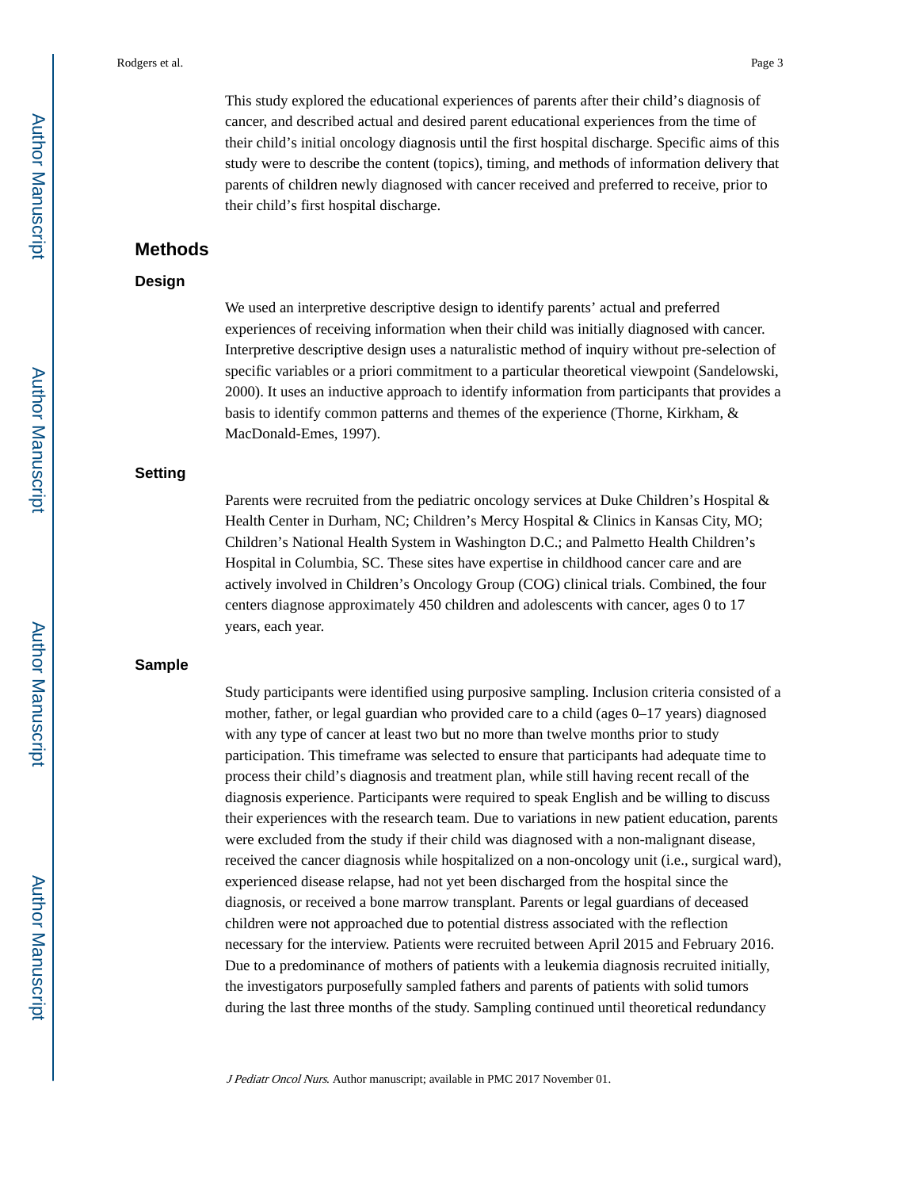This study explored the educational experiences of parents after their child's diagnosis of cancer, and described actual and desired parent educational experiences from the time of their child's initial oncology diagnosis until the first hospital discharge. Specific aims of this study were to describe the content (topics), timing, and methods of information delivery that parents of children newly diagnosed with cancer received and preferred to receive, prior to their child's first hospital discharge.

## Methods

### Design

We used an interpretive descriptive design to identify parents' actual and preferred experiences of receiving information when their child was initially diagnosed with cancer. Interpretive descriptive design uses a naturalistic method of inquiry without pre-selection of specific variables or a priori commitment to a particular theoretical viewpoint (Sandelowski, 2000). It uses an inductive approach to identify information from participants that provides a basis to identify common patterns and themes of the experience (Thorne, Kirkham, & MacDonald-Emes, 1997).

### Setting

Parents were recruited from the pediatric oncology services at Duke Children's Hospital & Health Center in Durham, NC; Children's Mercy Hospital & Clinics in Kansas City, MO; Children's National Health System in Washington D.C.; and Palmetto Health Children's Hospital in Columbia, SC. These sites have expertise in childhood cancer care and are actively involved in Children's Oncology Group (COG) clinical trials. Combined, the four centers diagnose approximately 450 children and adolescents with cancer, ages 0 to 17 years, each year.

### Sample

Study participants were identified using purposive sampling. Inclusion criteria consisted of a mother, father, or legal guardian who provided care to a child (ages 0–17 years) diagnosed with any type of cancer at least two but no more than twelve months prior to study participation. This timeframe was selected to ensure that participants had adequate time to process their child's diagnosis and treatment plan, while still having recent recall of the diagnosis experience. Participants were required to speak English and be willing to discuss their experiences with the research team. Due to variations in new patient education, parents were excluded from the study if their child was diagnosed with a non-malignant disease, received the cancer diagnosis while hospitalized on a non-oncology unit (i.e., surgical ward), experienced disease relapse, had not yet been discharged from the hospital since the diagnosis, or received a bone marrow transplant. Parents or legal guardians of deceased children were not approached due to potential distress associated with the reflection necessary for the interview. Patients were recruited between April 2015 and February 2016. Due to a predominance of mothers of patients with a leukemia diagnosis recruited initially, the investigators purposefully sampled fathers and parents of patients with solid tumors during the last three months of the study. Sampling continued until theoretical redundancy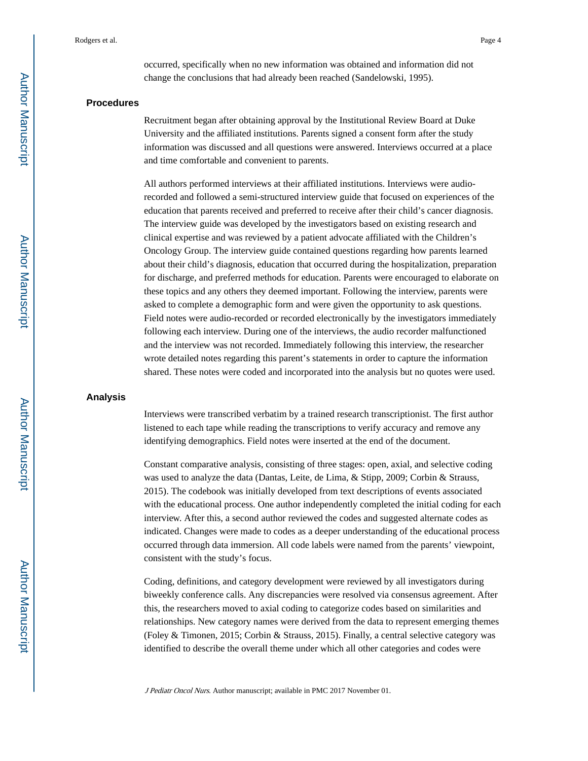occurred, specifically when no new information was obtained and information did not change the conclusions that had already been reached (Sandelowski, 1995).

## Procedures

Recruitment began after obtaining approval by the Institutional Review Board at Duke University and the affiliated institutions. Parents signed a consent form after the study information was discussed and all questions were answered. Interviews occurred at a place and time comfortable and convenient to parents.

All authors performed interviews at their affiliated institutions. Interviews were audio-recorded and followed a semi-structured interview guide that focused on experiences of the education that parents received and preferred to receive after their child's cancer diagnosis. The interview guide was developed by the investigators based on existing research and clinical expertise and was reviewed by a patient advocate affiliated with the Children's Oncology Group. The interview guide contained questions regarding how parents learned about their child's diagnosis, education that occurred during the hospitalization, preparation for discharge, and preferred methods for education. Parents were encouraged to elaborate on these topics and any others they deemed important. Following the interview, parents were asked to complete a demographic form and were given the opportunity to ask questions. Field notes were audio-recorded or recorded electronically by the investigators immediately following each interview. During one of the interviews, the audio recorder malfunctioned and the interview was not recorded. Immediately following this interview, the researcher wrote detailed notes regarding this parent's statements in order to capture the information shared. These notes were coded and incorporated into the analysis but no quotes were used.

## Analysis

Interviews were transcribed verbatim by a trained research transcriptionist. The first author listened to each tape while reading the transcriptions to verify accuracy and remove any identifying demographics. Field notes were inserted at the end of the document.

Constant comparative analysis, consisting of three stages: open, axial, and selective coding was used to analyze the data (Dantas, Leite, de Lima, & Stipp, 2009; Corbin & Strauss, 2015). The codebook was initially developed from text descriptions of events associated with the educational process. One author independently completed the initial coding for each interview. After this, a second author reviewed the codes and suggested alternate codes as indicated. Changes were made to codes as a deeper understanding of the educational process occurred through data immersion. All code labels were named from the parents' viewpoint, consistent with the study's focus.

Coding, definitions, and category development were reviewed by all investigators during biweekly conference calls. Any discrepancies were resolved via consensus agreement. After this, the researchers moved to axial coding to categorize codes based on similarities and relationships. New category names were derived from the data to represent emerging themes (Foley & Timonen, 2015; Corbin & Strauss, 2015). Finally, a central selective category was identified to describe the overall theme under which all other categories and codes were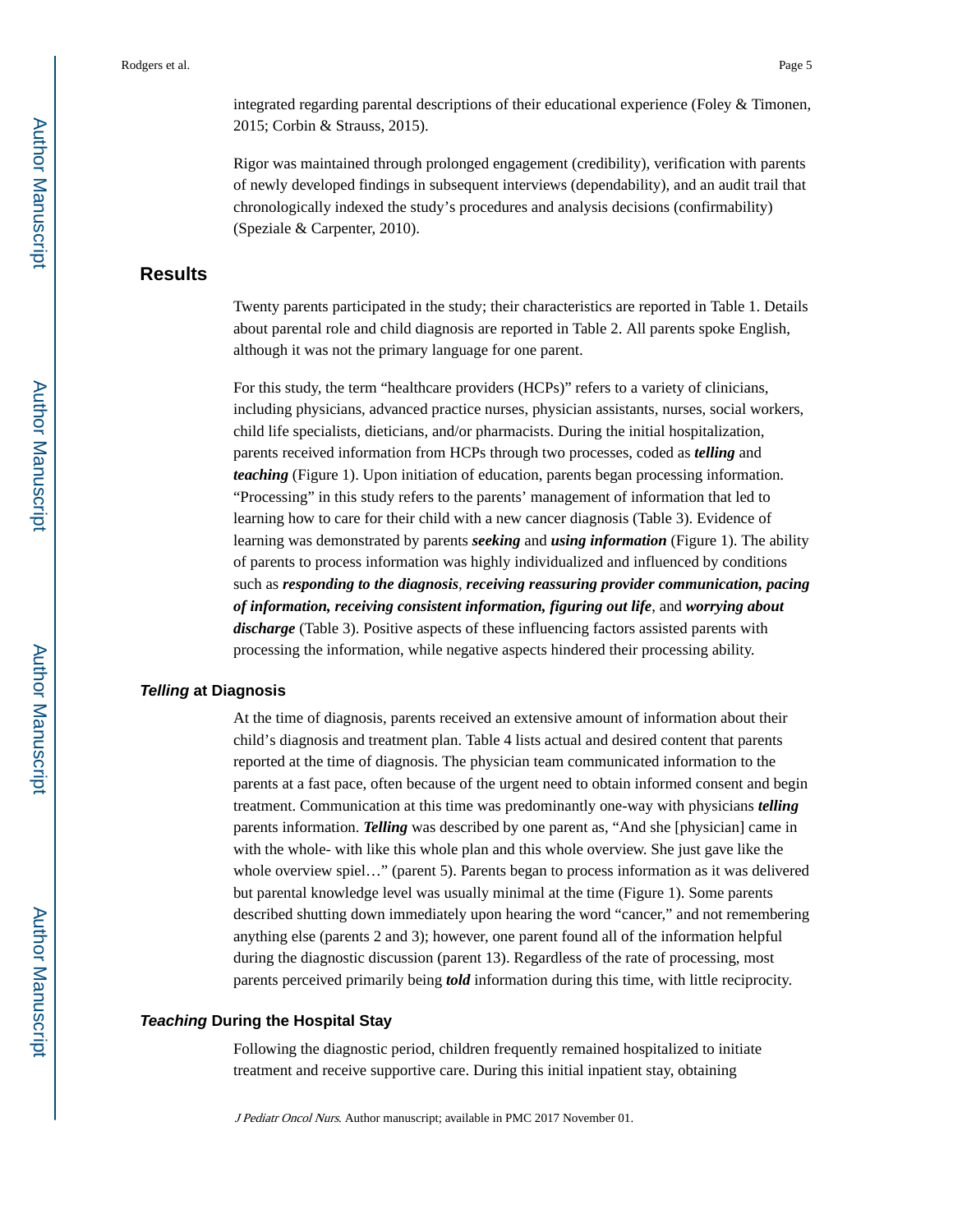integrated regarding parental descriptions of their educational experience (Foley & Timonen, 2015; Corbin & Strauss, 2015).

Rigor was maintained through prolonged engagement (credibility), verification with parents of newly developed findings in subsequent interviews (dependability), and an audit trail that chronologically indexed the study's procedures and analysis decisions (confirmability) (Speziale & Carpenter, 2010).

## Results

Twenty parents participated in the study; their characteristics are reported in Table 1. Details about parental role and child diagnosis are reported in Table 2. All parents spoke English, although it was not the primary language for one parent.

For this study, the term "healthcare providers (HCPs)" refers to a variety of clinicians, including physicians, advanced practice nurses, physician assistants, nurses, social workers, child life specialists, dieticians, and/or pharmacists. During the initial hospitalization, parents received information from HCPs through two processes, coded as ***telling*** and ***teaching*** (Figure 1). Upon initiation of education, parents began processing information. "Processing" in this study refers to the parents' management of information that led to learning how to care for their child with a new cancer diagnosis (Table 3). Evidence of learning was demonstrated by parents ***seeking*** and ***using information*** (Figure 1). The ability of parents to process information was highly individualized and influenced by conditions such as ***responding to the diagnosis***, ***receiving reassuring provider communication, pacing of information, receiving consistent information, figuring out life***, and ***worrying about discharge*** (Table 3). Positive aspects of these influencing factors assisted parents with processing the information, while negative aspects hindered their processing ability.

### *Telling* at Diagnosis

At the time of diagnosis, parents received an extensive amount of information about their child's diagnosis and treatment plan. Table 4 lists actual and desired content that parents reported at the time of diagnosis. The physician team communicated information to the parents at a fast pace, often because of the urgent need to obtain informed consent and begin treatment. Communication at this time was predominantly one-way with physicians ***telling*** parents information. ***Telling*** was described by one parent as, "And she [physician] came in with the whole- with like this whole plan and this whole overview. She just gave like the whole overview spiel…" (parent 5). Parents began to process information as it was delivered but parental knowledge level was usually minimal at the time (Figure 1). Some parents described shutting down immediately upon hearing the word "cancer," and not remembering anything else (parents 2 and 3); however, one parent found all of the information helpful during the diagnostic discussion (parent 13). Regardless of the rate of processing, most parents perceived primarily being ***told*** information during this time, with little reciprocity.

### *Teaching* During the Hospital Stay

Following the diagnostic period, children frequently remained hospitalized to initiate treatment and receive supportive care. During this initial inpatient stay, obtaining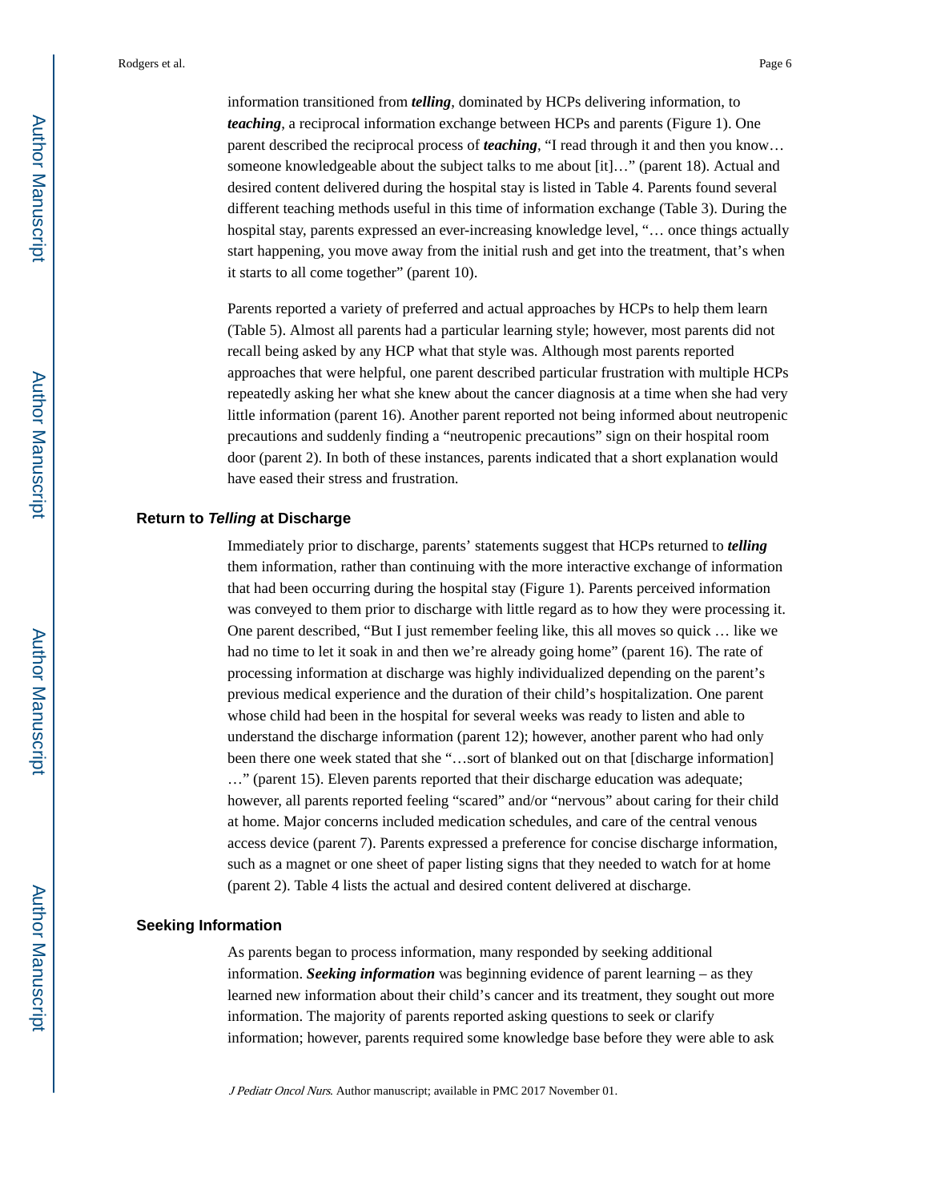information transitioned from ***telling***, dominated by HCPs delivering information, to ***teaching***, a reciprocal information exchange between HCPs and parents (Figure 1). One parent described the reciprocal process of ***teaching***, "I read through it and then you know… someone knowledgeable about the subject talks to me about [it]…" (parent 18). Actual and desired content delivered during the hospital stay is listed in Table 4. Parents found several different teaching methods useful in this time of information exchange (Table 3). During the hospital stay, parents expressed an ever-increasing knowledge level, "… once things actually start happening, you move away from the initial rush and get into the treatment, that's when it starts to all come together" (parent 10).

Parents reported a variety of preferred and actual approaches by HCPs to help them learn (Table 5). Almost all parents had a particular learning style; however, most parents did not recall being asked by any HCP what that style was. Although most parents reported approaches that were helpful, one parent described particular frustration with multiple HCPs repeatedly asking her what she knew about the cancer diagnosis at a time when she had very little information (parent 16). Another parent reported not being informed about neutropenic precautions and suddenly finding a "neutropenic precautions" sign on their hospital room door (parent 2). In both of these instances, parents indicated that a short explanation would have eased their stress and frustration.

### Return to *Telling* at Discharge

Immediately prior to discharge, parents' statements suggest that HCPs returned to ***telling*** them information, rather than continuing with the more interactive exchange of information that had been occurring during the hospital stay (Figure 1). Parents perceived information was conveyed to them prior to discharge with little regard as to how they were processing it. One parent described, "But I just remember feeling like, this all moves so quick … like we had no time to let it soak in and then we're already going home" (parent 16). The rate of processing information at discharge was highly individualized depending on the parent's previous medical experience and the duration of their child's hospitalization. One parent whose child had been in the hospital for several weeks was ready to listen and able to understand the discharge information (parent 12); however, another parent who had only been there one week stated that she "…sort of blanked out on that [discharge information] …" (parent 15). Eleven parents reported that their discharge education was adequate; however, all parents reported feeling "scared" and/or "nervous" about caring for their child at home. Major concerns included medication schedules, and care of the central venous access device (parent 7). Parents expressed a preference for concise discharge information, such as a magnet or one sheet of paper listing signs that they needed to watch for at home (parent 2). Table 4 lists the actual and desired content delivered at discharge.

### Seeking Information

As parents began to process information, many responded by seeking additional information. ***Seeking information*** was beginning evidence of parent learning – as they learned new information about their child's cancer and its treatment, they sought out more information. The majority of parents reported asking questions to seek or clarify information; however, parents required some knowledge base before they were able to ask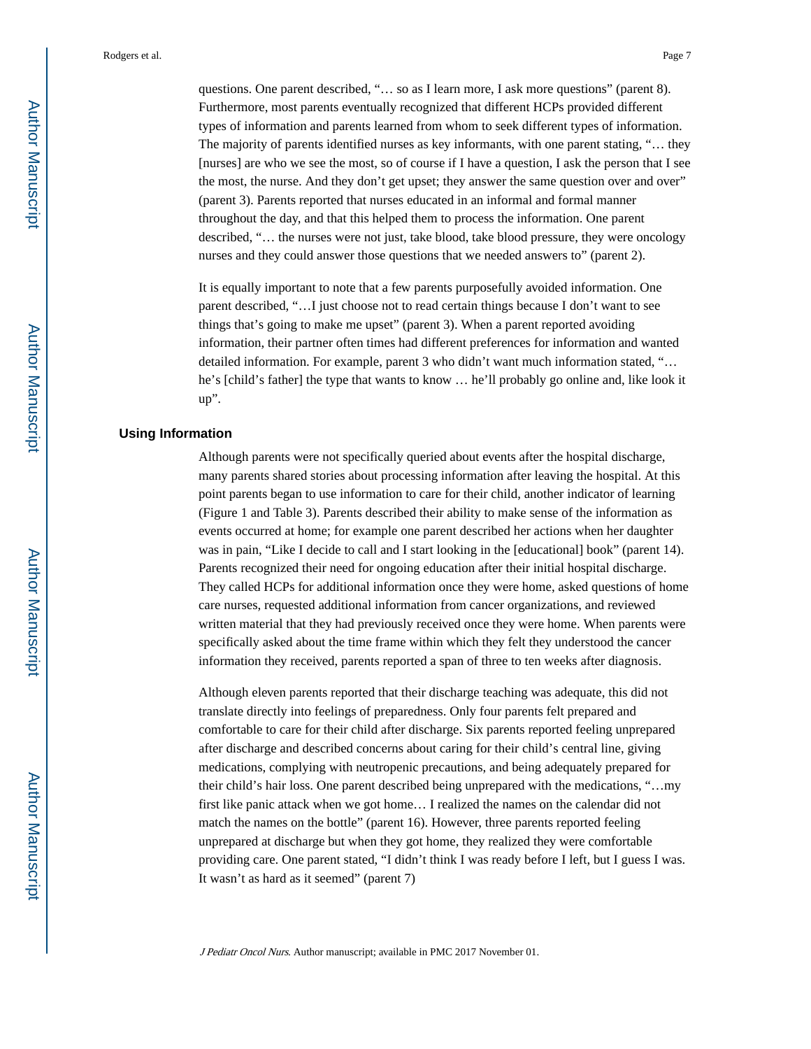questions. One parent described, "… so as I learn more, I ask more questions" (parent 8). Furthermore, most parents eventually recognized that different HCPs provided different types of information and parents learned from whom to seek different types of information. The majority of parents identified nurses as key informants, with one parent stating, "… they [nurses] are who we see the most, so of course if I have a question, I ask the person that I see the most, the nurse. And they don't get upset; they answer the same question over and over" (parent 3). Parents reported that nurses educated in an informal and formal manner throughout the day, and that this helped them to process the information. One parent described, "… the nurses were not just, take blood, take blood pressure, they were oncology nurses and they could answer those questions that we needed answers to" (parent 2).

It is equally important to note that a few parents purposefully avoided information. One parent described, "…I just choose not to read certain things because I don't want to see things that's going to make me upset" (parent 3). When a parent reported avoiding information, their partner often times had different preferences for information and wanted detailed information. For example, parent 3 who didn't want much information stated, "… he's [child's father] the type that wants to know … he'll probably go online and, like look it up".

### Using Information

Although parents were not specifically queried about events after the hospital discharge, many parents shared stories about processing information after leaving the hospital. At this point parents began to use information to care for their child, another indicator of learning (Figure 1 and Table 3). Parents described their ability to make sense of the information as events occurred at home; for example one parent described her actions when her daughter was in pain, "Like I decide to call and I start looking in the [educational] book" (parent 14). Parents recognized their need for ongoing education after their initial hospital discharge. They called HCPs for additional information once they were home, asked questions of home care nurses, requested additional information from cancer organizations, and reviewed written material that they had previously received once they were home. When parents were specifically asked about the time frame within which they felt they understood the cancer information they received, parents reported a span of three to ten weeks after diagnosis.

Although eleven parents reported that their discharge teaching was adequate, this did not translate directly into feelings of preparedness. Only four parents felt prepared and comfortable to care for their child after discharge. Six parents reported feeling unprepared after discharge and described concerns about caring for their child's central line, giving medications, complying with neutropenic precautions, and being adequately prepared for their child's hair loss. One parent described being unprepared with the medications, "…my first like panic attack when we got home… I realized the names on the calendar did not match the names on the bottle" (parent 16). However, three parents reported feeling unprepared at discharge but when they got home, they realized they were comfortable providing care. One parent stated, "I didn't think I was ready before I left, but I guess I was. It wasn't as hard as it seemed" (parent 7)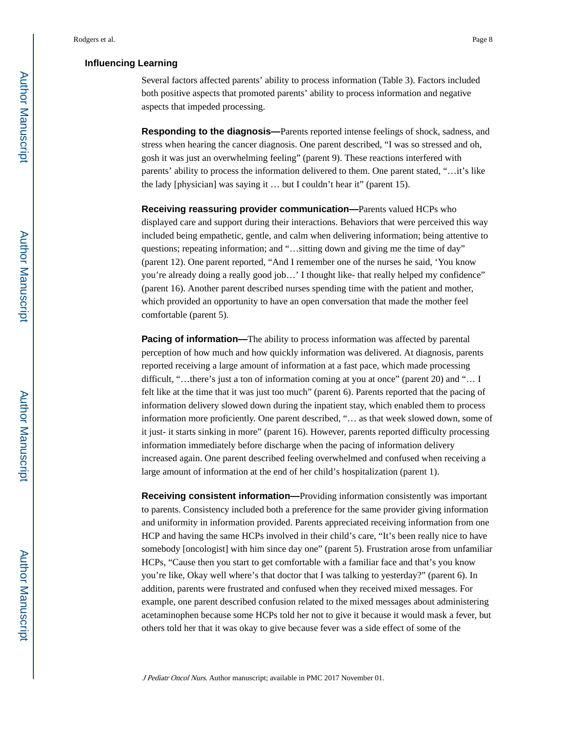### Influencing Learning

Several factors affected parents' ability to process information (Table 3). Factors included both positive aspects that promoted parents' ability to process information and negative aspects that impeded processing.

**Responding to the diagnosis—**Parents reported intense feelings of shock, sadness, and stress when hearing the cancer diagnosis. One parent described, "I was so stressed and oh, gosh it was just an overwhelming feeling" (parent 9). These reactions interfered with parents' ability to process the information delivered to them. One parent stated, "…it's like the lady [physician] was saying it … but I couldn't hear it" (parent 15).

**Receiving reassuring provider communication—**Parents valued HCPs who displayed care and support during their interactions. Behaviors that were perceived this way included being empathetic, gentle, and calm when delivering information; being attentive to questions; repeating information; and "…sitting down and giving me the time of day" (parent 12). One parent reported, "And I remember one of the nurses he said, 'You know you're already doing a really good job…' I thought like- that really helped my confidence" (parent 16). Another parent described nurses spending time with the patient and mother, which provided an opportunity to have an open conversation that made the mother feel comfortable (parent 5).

**Pacing of information—**The ability to process information was affected by parental perception of how much and how quickly information was delivered. At diagnosis, parents reported receiving a large amount of information at a fast pace, which made processing difficult, "…there's just a ton of information coming at you at once" (parent 20) and "… I felt like at the time that it was just too much" (parent 6). Parents reported that the pacing of information delivery slowed down during the inpatient stay, which enabled them to process information more proficiently. One parent described, "… as that week slowed down, some of it just- it starts sinking in more" (parent 16). However, parents reported difficulty processing information immediately before discharge when the pacing of information delivery increased again. One parent described feeling overwhelmed and confused when receiving a large amount of information at the end of her child's hospitalization (parent 1).

**Receiving consistent information—**Providing information consistently was important to parents. Consistency included both a preference for the same provider giving information and uniformity in information provided. Parents appreciated receiving information from one HCP and having the same HCPs involved in their child's care, "It's been really nice to have somebody [oncologist] with him since day one" (parent 5). Frustration arose from unfamiliar HCPs, "Cause then you start to get comfortable with a familiar face and that's you know you're like, Okay well where's that doctor that I was talking to yesterday?" (parent 6). In addition, parents were frustrated and confused when they received mixed messages. For example, one parent described confusion related to the mixed messages about administering acetaminophen because some HCPs told her not to give it because it would mask a fever, but others told her that it was okay to give because fever was a side effect of some of the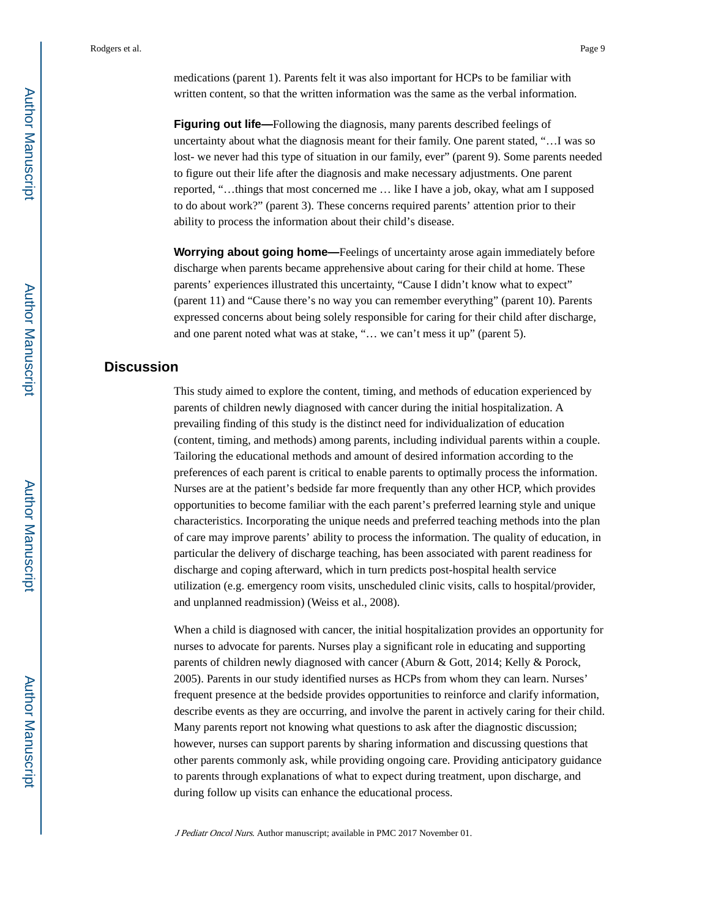medications (parent 1). Parents felt it was also important for HCPs to be familiar with written content, so that the written information was the same as the verbal information.

**Figuring out life—**Following the diagnosis, many parents described feelings of uncertainty about what the diagnosis meant for their family. One parent stated, "…I was so lost- we never had this type of situation in our family, ever" (parent 9). Some parents needed to figure out their life after the diagnosis and make necessary adjustments. One parent reported, "…things that most concerned me … like I have a job, okay, what am I supposed to do about work?" (parent 3). These concerns required parents' attention prior to their ability to process the information about their child's disease.

**Worrying about going home—**Feelings of uncertainty arose again immediately before discharge when parents became apprehensive about caring for their child at home. These parents' experiences illustrated this uncertainty, "Cause I didn't know what to expect" (parent 11) and "Cause there's no way you can remember everything" (parent 10). Parents expressed concerns about being solely responsible for caring for their child after discharge, and one parent noted what was at stake, "… we can't mess it up" (parent 5).

## Discussion

This study aimed to explore the content, timing, and methods of education experienced by parents of children newly diagnosed with cancer during the initial hospitalization. A prevailing finding of this study is the distinct need for individualization of education (content, timing, and methods) among parents, including individual parents within a couple. Tailoring the educational methods and amount of desired information according to the preferences of each parent is critical to enable parents to optimally process the information. Nurses are at the patient's bedside far more frequently than any other HCP, which provides opportunities to become familiar with the each parent's preferred learning style and unique characteristics. Incorporating the unique needs and preferred teaching methods into the plan of care may improve parents' ability to process the information. The quality of education, in particular the delivery of discharge teaching, has been associated with parent readiness for discharge and coping afterward, which in turn predicts post-hospital health service utilization (e.g. emergency room visits, unscheduled clinic visits, calls to hospital/provider, and unplanned readmission) (Weiss et al., 2008).

When a child is diagnosed with cancer, the initial hospitalization provides an opportunity for nurses to advocate for parents. Nurses play a significant role in educating and supporting parents of children newly diagnosed with cancer (Aburn & Gott, 2014; Kelly & Porock, 2005). Parents in our study identified nurses as HCPs from whom they can learn. Nurses' frequent presence at the bedside provides opportunities to reinforce and clarify information, describe events as they are occurring, and involve the parent in actively caring for their child. Many parents report not knowing what questions to ask after the diagnostic discussion; however, nurses can support parents by sharing information and discussing questions that other parents commonly ask, while providing ongoing care. Providing anticipatory guidance to parents through explanations of what to expect during treatment, upon discharge, and during follow up visits can enhance the educational process.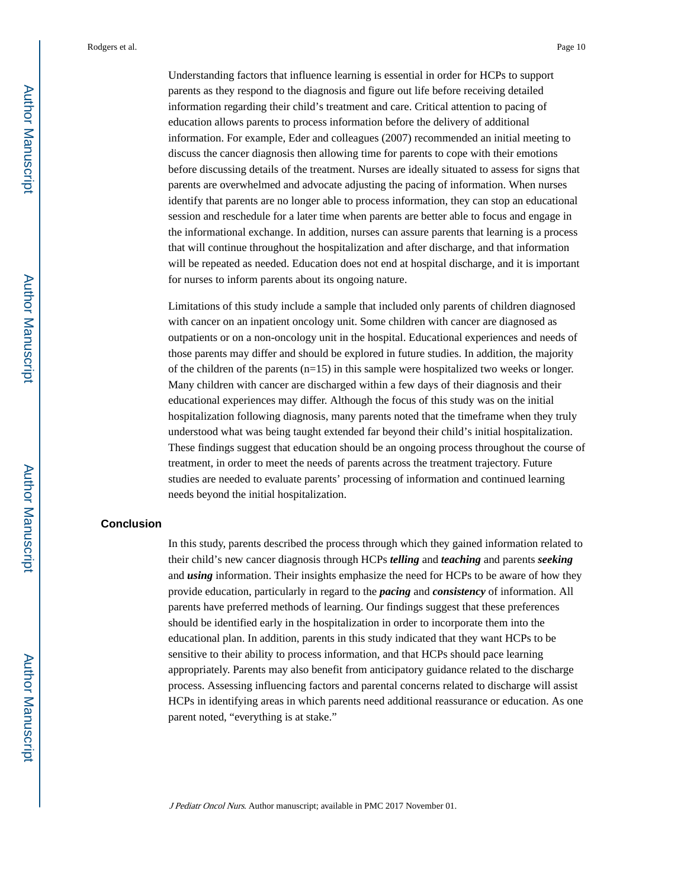Understanding factors that influence learning is essential in order for HCPs to support parents as they respond to the diagnosis and figure out life before receiving detailed information regarding their child's treatment and care. Critical attention to pacing of education allows parents to process information before the delivery of additional information. For example, Eder and colleagues (2007) recommended an initial meeting to discuss the cancer diagnosis then allowing time for parents to cope with their emotions before discussing details of the treatment. Nurses are ideally situated to assess for signs that parents are overwhelmed and advocate adjusting the pacing of information. When nurses identify that parents are no longer able to process information, they can stop an educational session and reschedule for a later time when parents are better able to focus and engage in the informational exchange. In addition, nurses can assure parents that learning is a process that will continue throughout the hospitalization and after discharge, and that information will be repeated as needed. Education does not end at hospital discharge, and it is important for nurses to inform parents about its ongoing nature.

Limitations of this study include a sample that included only parents of children diagnosed with cancer on an inpatient oncology unit. Some children with cancer are diagnosed as outpatients or on a non-oncology unit in the hospital. Educational experiences and needs of those parents may differ and should be explored in future studies. In addition, the majority of the children of the parents (n=15) in this sample were hospitalized two weeks or longer. Many children with cancer are discharged within a few days of their diagnosis and their educational experiences may differ. Although the focus of this study was on the initial hospitalization following diagnosis, many parents noted that the timeframe when they truly understood what was being taught extended far beyond their child's initial hospitalization. These findings suggest that education should be an ongoing process throughout the course of treatment, in order to meet the needs of parents across the treatment trajectory. Future studies are needed to evaluate parents' processing of information and continued learning needs beyond the initial hospitalization.

## Conclusion

In this study, parents described the process through which they gained information related to their child's new cancer diagnosis through HCPs ***telling*** and ***teaching*** and parents ***seeking*** and ***using*** information. Their insights emphasize the need for HCPs to be aware of how they provide education, particularly in regard to the ***pacing*** and ***consistency*** of information. All parents have preferred methods of learning. Our findings suggest that these preferences should be identified early in the hospitalization in order to incorporate them into the educational plan. In addition, parents in this study indicated that they want HCPs to be sensitive to their ability to process information, and that HCPs should pace learning appropriately. Parents may also benefit from anticipatory guidance related to the discharge process. Assessing influencing factors and parental concerns related to discharge will assist HCPs in identifying areas in which parents need additional reassurance or education. As one parent noted, "everything is at stake."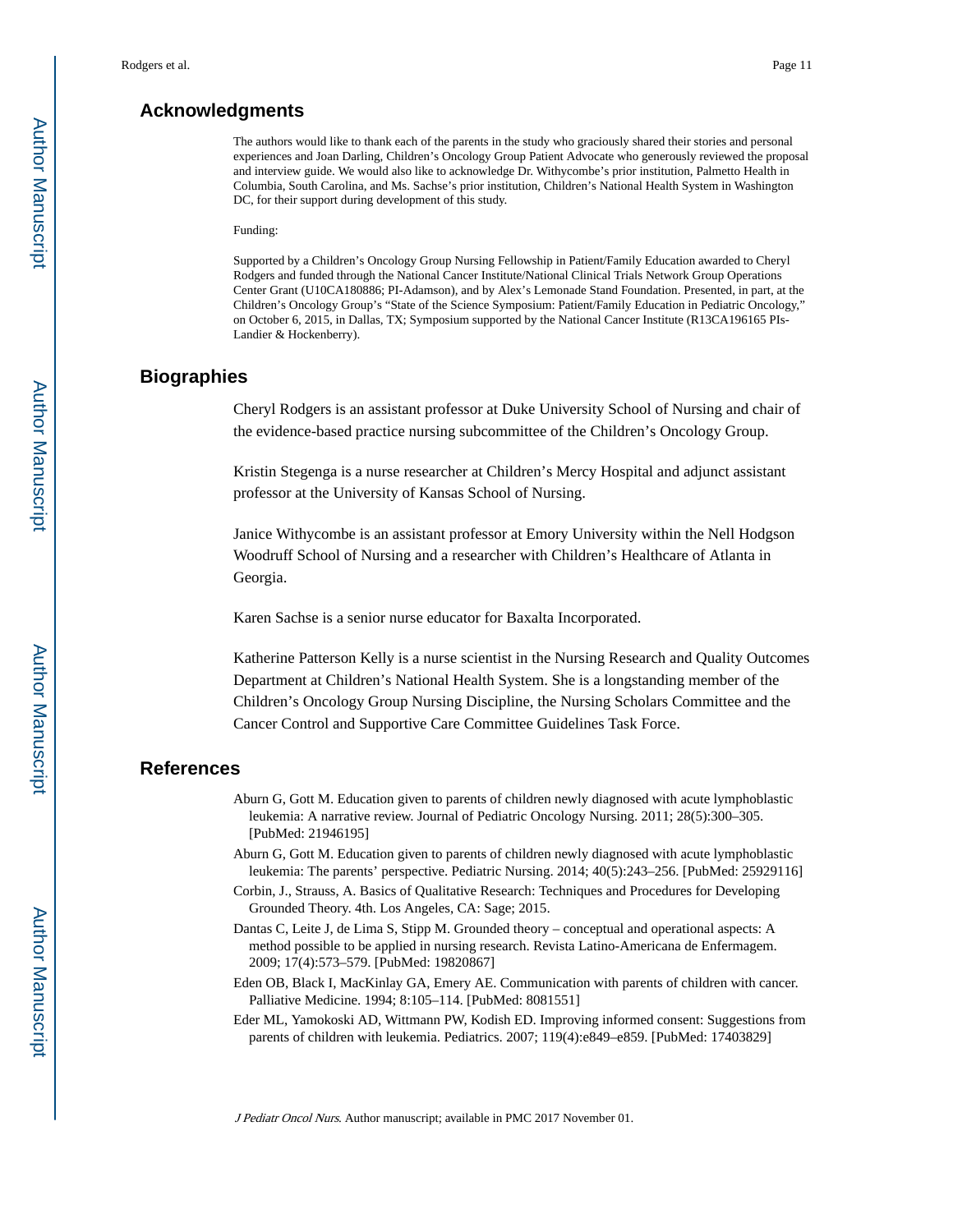## Acknowledgments

The authors would like to thank each of the parents in the study who graciously shared their stories and personal experiences and Joan Darling, Children's Oncology Group Patient Advocate who generously reviewed the proposal and interview guide. We would also like to acknowledge Dr. Withycombe's prior institution, Palmetto Health in Columbia, South Carolina, and Ms. Sachse's prior institution, Children's National Health System in Washington DC, for their support during development of this study.

Funding:

Supported by a Children's Oncology Group Nursing Fellowship in Patient/Family Education awarded to Cheryl Rodgers and funded through the National Cancer Institute/National Clinical Trials Network Group Operations Center Grant (U10CA180886; PI-Adamson), and by Alex's Lemonade Stand Foundation. Presented, in part, at the Children's Oncology Group's "State of the Science Symposium: Patient/Family Education in Pediatric Oncology," on October 6, 2015, in Dallas, TX; Symposium supported by the National Cancer Institute (R13CA196165 PIs-Landier & Hockenberry).

## Biographies

Cheryl Rodgers is an assistant professor at Duke University School of Nursing and chair of the evidence-based practice nursing subcommittee of the Children's Oncology Group.

Kristin Stegenga is a nurse researcher at Children's Mercy Hospital and adjunct assistant professor at the University of Kansas School of Nursing.

Janice Withycombe is an assistant professor at Emory University within the Nell Hodgson Woodruff School of Nursing and a researcher with Children's Healthcare of Atlanta in Georgia.

Karen Sachse is a senior nurse educator for Baxalta Incorporated.

Katherine Patterson Kelly is a nurse scientist in the Nursing Research and Quality Outcomes Department at Children's National Health System. She is a longstanding member of the Children's Oncology Group Nursing Discipline, the Nursing Scholars Committee and the Cancer Control and Supportive Care Committee Guidelines Task Force.

## References

Aburn G, Gott M. Education given to parents of children newly diagnosed with acute lymphoblastic leukemia: A narrative review. Journal of Pediatric Oncology Nursing. 2011; 28(5):300–305. [PubMed: 21946195]

Aburn G, Gott M. Education given to parents of children newly diagnosed with acute lymphoblastic leukemia: The parents' perspective. Pediatric Nursing. 2014; 40(5):243–256. [PubMed: 25929116]

Corbin, J., Strauss, A. Basics of Qualitative Research: Techniques and Procedures for Developing Grounded Theory. 4th. Los Angeles, CA: Sage; 2015.

Dantas C, Leite J, de Lima S, Stipp M. Grounded theory – conceptual and operational aspects: A method possible to be applied in nursing research. Revista Latino-Americana de Enfermagem. 2009; 17(4):573–579. [PubMed: 19820867]

Eden OB, Black I, MacKinlay GA, Emery AE. Communication with parents of children with cancer. Palliative Medicine. 1994; 8:105–114. [PubMed: 8081551]

Eder ML, Yamokoski AD, Wittmann PW, Kodish ED. Improving informed consent: Suggestions from parents of children with leukemia. Pediatrics. 2007; 119(4):e849–e859. [PubMed: 17403829]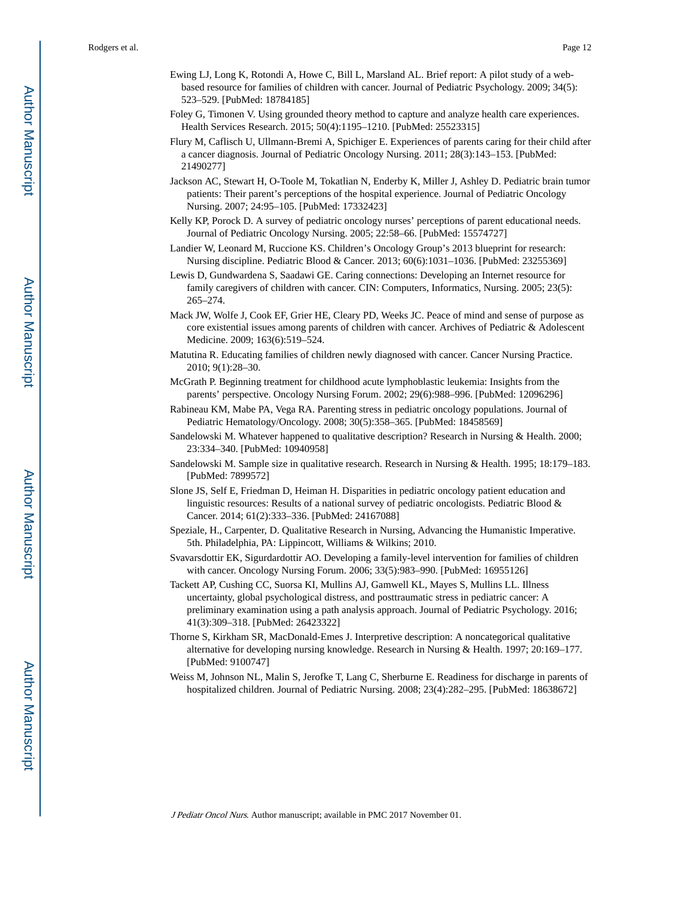Ewing LJ, Long K, Rotondi A, Howe C, Bill L, Marsland AL. Brief report: A pilot study of a web-based resource for families of children with cancer. Journal of Pediatric Psychology. 2009; 34(5): 523–529. [PubMed: 18784185]

Foley G, Timonen V. Using grounded theory method to capture and analyze health care experiences. Health Services Research. 2015; 50(4):1195–1210. [PubMed: 25523315]

Flury M, Caflisch U, Ullmann-Bremi A, Spichiger E. Experiences of parents caring for their child after a cancer diagnosis. Journal of Pediatric Oncology Nursing. 2011; 28(3):143–153. [PubMed: 21490277]

Jackson AC, Stewart H, O-Toole M, Tokatlian N, Enderby K, Miller J, Ashley D. Pediatric brain tumor patients: Their parent's perceptions of the hospital experience. Journal of Pediatric Oncology Nursing. 2007; 24:95–105. [PubMed: 17332423]

Kelly KP, Porock D. A survey of pediatric oncology nurses' perceptions of parent educational needs. Journal of Pediatric Oncology Nursing. 2005; 22:58–66. [PubMed: 15574727]

Landier W, Leonard M, Ruccione KS. Children's Oncology Group's 2013 blueprint for research: Nursing discipline. Pediatric Blood & Cancer. 2013; 60(6):1031–1036. [PubMed: 23255369]

Lewis D, Gundwardena S, Saadawi GE. Caring connections: Developing an Internet resource for family caregivers of children with cancer. CIN: Computers, Informatics, Nursing. 2005; 23(5): 265–274.

Mack JW, Wolfe J, Cook EF, Grier HE, Cleary PD, Weeks JC. Peace of mind and sense of purpose as core existential issues among parents of children with cancer. Archives of Pediatric & Adolescent Medicine. 2009; 163(6):519–524.

Matutina R. Educating families of children newly diagnosed with cancer. Cancer Nursing Practice. 2010; 9(1):28–30.

McGrath P. Beginning treatment for childhood acute lymphoblastic leukemia: Insights from the parents' perspective. Oncology Nursing Forum. 2002; 29(6):988–996. [PubMed: 12096296]

Rabineau KM, Mabe PA, Vega RA. Parenting stress in pediatric oncology populations. Journal of Pediatric Hematology/Oncology. 2008; 30(5):358–365. [PubMed: 18458569]

Sandelowski M. Whatever happened to qualitative description? Research in Nursing & Health. 2000; 23:334–340. [PubMed: 10940958]

Sandelowski M. Sample size in qualitative research. Research in Nursing & Health. 1995; 18:179–183. [PubMed: 7899572]

Slone JS, Self E, Friedman D, Heiman H. Disparities in pediatric oncology patient education and linguistic resources: Results of a national survey of pediatric oncologists. Pediatric Blood & Cancer. 2014; 61(2):333–336. [PubMed: 24167088]

Speziale, H., Carpenter, D. Qualitative Research in Nursing, Advancing the Humanistic Imperative. 5th. Philadelphia, PA: Lippincott, Williams & Wilkins; 2010.

Svavarsdottir EK, Sigurdardottir AO. Developing a family-level intervention for families of children with cancer. Oncology Nursing Forum. 2006; 33(5):983–990. [PubMed: 16955126]

Tackett AP, Cushing CC, Suorsa KI, Mullins AJ, Gamwell KL, Mayes S, Mullins LL. Illness uncertainty, global psychological distress, and posttraumatic stress in pediatric cancer: A preliminary examination using a path analysis approach. Journal of Pediatric Psychology. 2016; 41(3):309–318. [PubMed: 26423322]

Thorne S, Kirkham SR, MacDonald-Emes J. Interpretive description: A noncategorical qualitative alternative for developing nursing knowledge. Research in Nursing & Health. 1997; 20:169–177. [PubMed: 9100747]

Weiss M, Johnson NL, Malin S, Jerofke T, Lang C, Sherburne E. Readiness for discharge in parents of hospitalized children. Journal of Pediatric Nursing. 2008; 23(4):282–295. [PubMed: 18638672]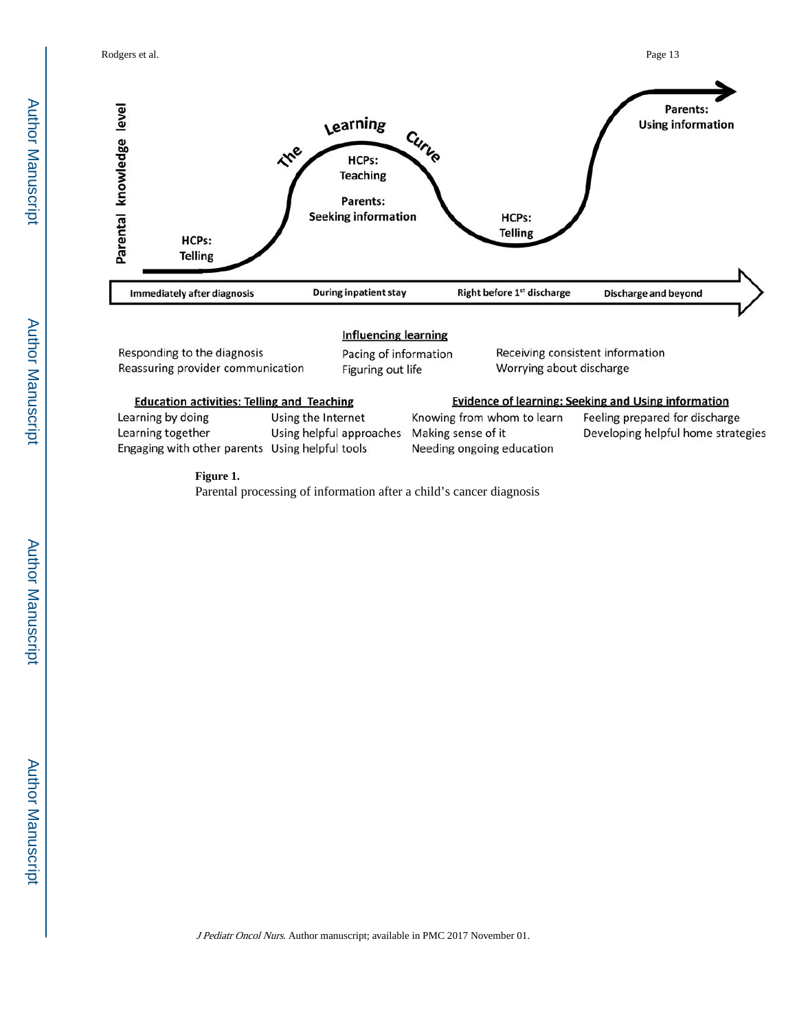Parental knowledge level

The Learning Curve

HCPs: Telling

HCPs: Teaching

Parents: Seeking information

HCPs: Telling

Parents: Using information

Immediately after diagnosis | During inpatient stay | Right before 1st discharge | Discharge and beyond

**Influencing learning**

Responding to the diagnosis
Reassuring provider communication
Pacing of information
Figuring out life
Receiving consistent information
Worrying about discharge

**Education activities: Telling and Teaching**

Learning by doing
Learning together
Engaging with other parents
Using the Internet
Using helpful approaches
Using helpful tools

**Evidence of learning: Seeking and Using information**

Knowing from whom to learn
Making sense of it
Needing ongoing education
Feeling prepared for discharge
Developing helpful home strategies

**Figure 1.**

Parental processing of information after a child's cancer diagnosis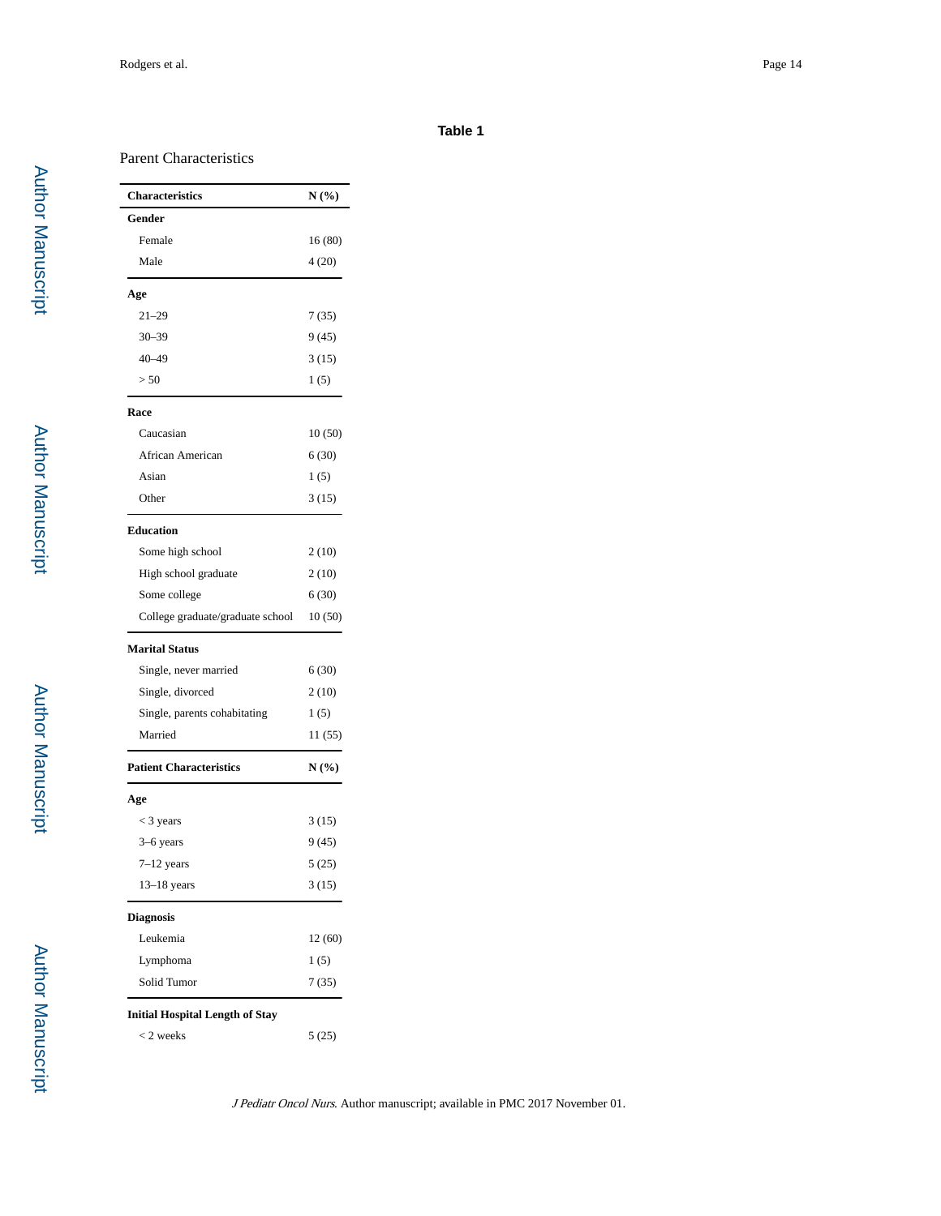**Table 1**

Parent Characteristics

| Characteristics | N (%) |
|---|---|
| **Gender** | |
| Female | 16 (80) |
| Male | 4 (20) |
| **Age** | |
| 21–29 | 7 (35) |
| 30–39 | 9 (45) |
| 40–49 | 3 (15) |
| > 50 | 1 (5) |
| **Race** | |
| Caucasian | 10 (50) |
| African American | 6 (30) |
| Asian | 1 (5) |
| Other | 3 (15) |
| **Education** | |
| Some high school | 2 (10) |
| High school graduate | 2 (10) |
| Some college | 6 (30) |
| College graduate/graduate school | 10 (50) |
| **Marital Status** | |
| Single, never married | 6 (30) |
| Single, divorced | 2 (10) |
| Single, parents cohabitating | 1 (5) |
| Married | 11 (55) |
| **Patient Characteristics** | **N (%)** |
| **Age** | |
| < 3 years | 3 (15) |
| 3–6 years | 9 (45) |
| 7–12 years | 5 (25) |
| 13–18 years | 3 (15) |
| **Diagnosis** | |
| Leukemia | 12 (60) |
| Lymphoma | 1 (5) |
| Solid Tumor | 7 (35) |
| **Initial Hospital Length of Stay** | |
| < 2 weeks | 5 (25) |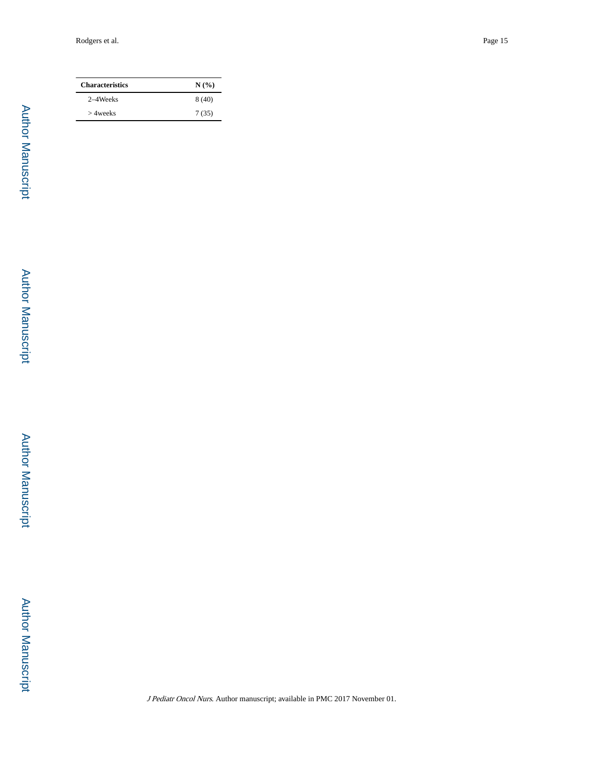| Characteristics | N (%) |
|---|---|
| 2–4Weeks | 8 (40) |
| > 4weeks | 7 (35) |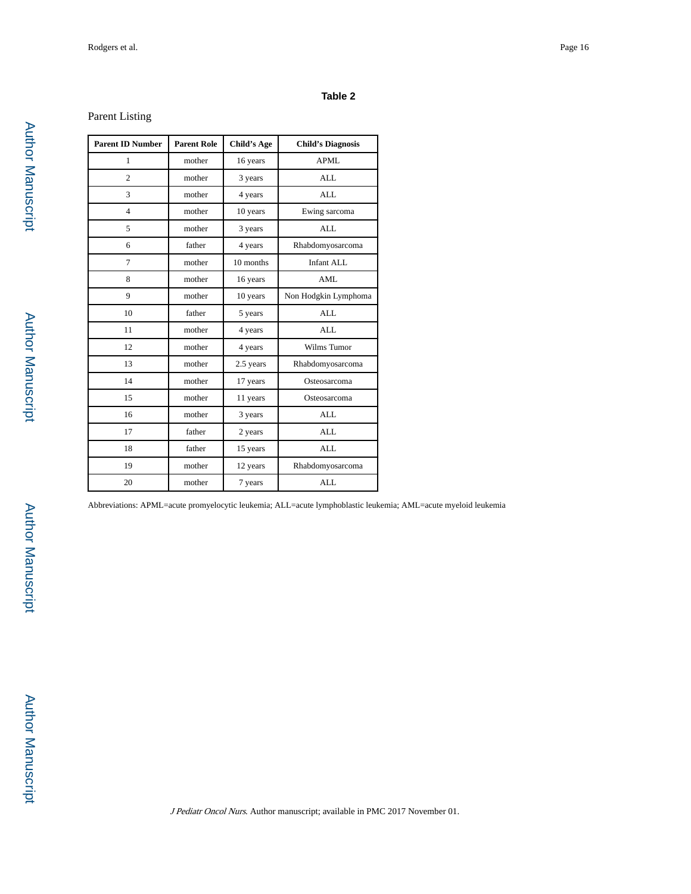**Table 2**

Parent Listing

| Parent ID Number | Parent Role | Child's Age | Child's Diagnosis |
|---|---|---|---|
| 1 | mother | 16 years | APML |
| 2 | mother | 3 years | ALL |
| 3 | mother | 4 years | ALL |
| 4 | mother | 10 years | Ewing sarcoma |
| 5 | mother | 3 years | ALL |
| 6 | father | 4 years | Rhabdomyosarcoma |
| 7 | mother | 10 months | Infant ALL |
| 8 | mother | 16 years | AML |
| 9 | mother | 10 years | Non Hodgkin Lymphoma |
| 10 | father | 5 years | ALL |
| 11 | mother | 4 years | ALL |
| 12 | mother | 4 years | Wilms Tumor |
| 13 | mother | 2.5 years | Rhabdomyosarcoma |
| 14 | mother | 17 years | Osteosarcoma |
| 15 | mother | 11 years | Osteosarcoma |
| 16 | mother | 3 years | ALL |
| 17 | father | 2 years | ALL |
| 18 | father | 15 years | ALL |
| 19 | mother | 12 years | Rhabdomyosarcoma |
| 20 | mother | 7 years | ALL |

Abbreviations: APML=acute promyelocytic leukemia; ALL=acute lymphoblastic leukemia; AML=acute myeloid leukemia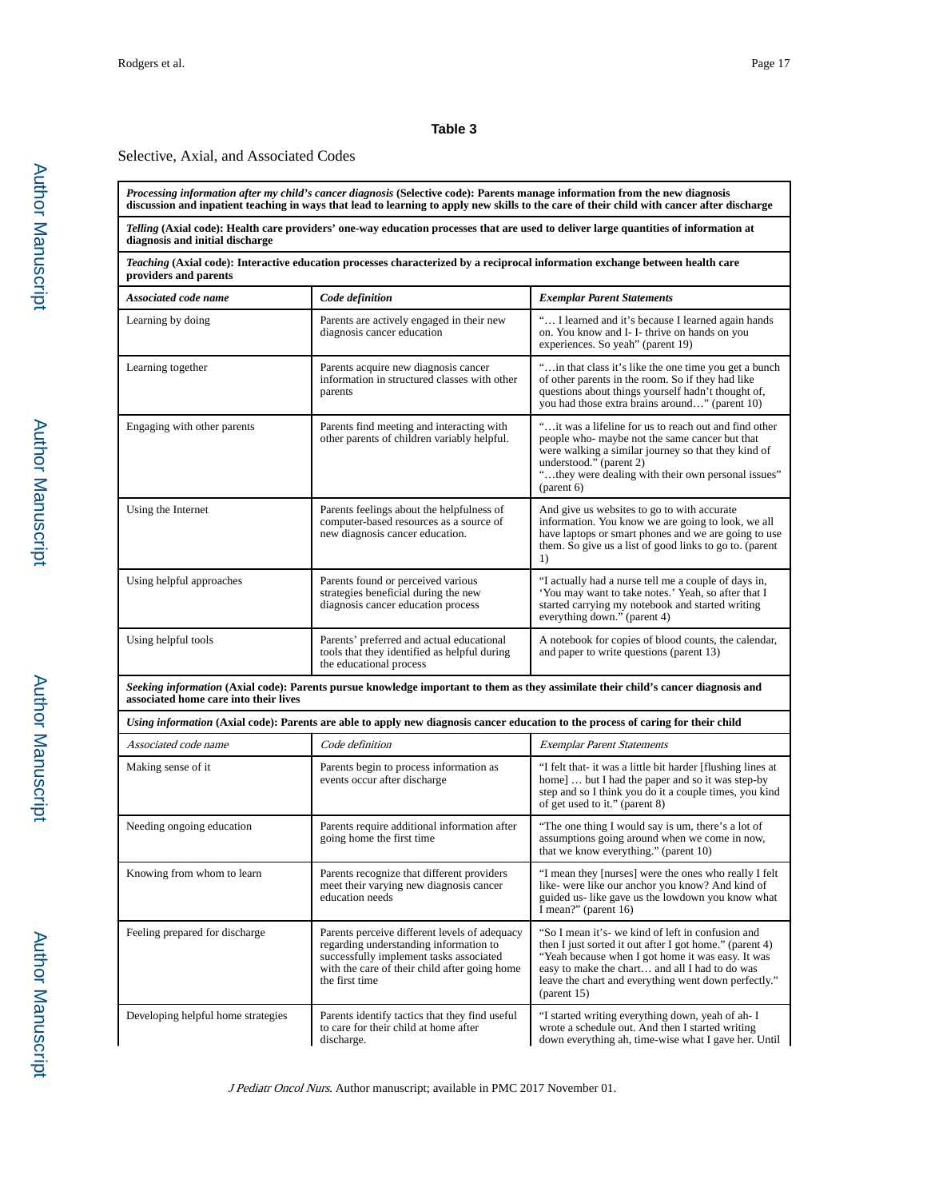**Table 3**

Selective, Axial, and Associated Codes

| ***Processing information after my child's cancer diagnosis* (Selective code): Parents manage information from the new diagnosis discussion and inpatient teaching in ways that lead to learning to apply new skills to the care of their child with cancer after discharge** | | |
|---|---|---|
| ***Telling* (Axial code): Health care providers' one-way education processes that are used to deliver large quantities of information at diagnosis and initial discharge** | | |
| ***Teaching* (Axial code): Interactive education processes characterized by a reciprocal information exchange between health care providers and parents** | | |
| ***Associated code name*** | ***Code definition*** | ***Exemplar Parent Statements*** |
| Learning by doing | Parents are actively engaged in their new diagnosis cancer education | "… I learned and it's because I learned again hands on. You know and I- I- thrive on hands on you experiences. So yeah" (parent 19) |
| Learning together | Parents acquire new diagnosis cancer information in structured classes with other parents | "…in that class it's like the one time you get a bunch of other parents in the room. So if they had like questions about things yourself hadn't thought of, you had those extra brains around…" (parent 10) |
| Engaging with other parents | Parents find meeting and interacting with other parents of children variably helpful. | "…it was a lifeline for us to reach out and find other people who- maybe not the same cancer but that were walking a similar journey so that they kind of understood." (parent 2)<br>"…they were dealing with their own personal issues" (parent 6) |
| Using the Internet | Parents feelings about the helpfulness of computer-based resources as a source of new diagnosis cancer education. | And give us websites to go to with accurate information. You know we are going to look, we all have laptops or smart phones and we are going to use them. So give us a list of good links to go to. (parent 1) |
| Using helpful approaches | Parents found or perceived various strategies beneficial during the new diagnosis cancer education process | "I actually had a nurse tell me a couple of days in, 'You may want to take notes.' Yeah, so after that I started carrying my notebook and started writing everything down." (parent 4) |
| Using helpful tools | Parents' preferred and actual educational tools that they identified as helpful during the educational process | A notebook for copies of blood counts, the calendar, and paper to write questions (parent 13) |
| ***Seeking information* (Axial code): Parents pursue knowledge important to them as they assimilate their child's cancer diagnosis and associated home care into their lives** | | |
| ***Using information* (Axial code): Parents are able to apply new diagnosis cancer education to the process of caring for their child** | | |
| *Associated code name* | *Code definition* | *Exemplar Parent Statements* |
| Making sense of it | Parents begin to process information as events occur after discharge | "I felt that- it was a little bit harder [flushing lines at home] … but I had the paper and so it was step-by step and so I think you do it a couple times, you kind of get used to it." (parent 8) |
| Needing ongoing education | Parents require additional information after going home the first time | "The one thing I would say is um, there's a lot of assumptions going around when we come in now, that we know everything." (parent 10) |
| Knowing from whom to learn | Parents recognize that different providers meet their varying new diagnosis cancer education needs | "I mean they [nurses] were the ones who really I felt like- were like our anchor you know? And kind of guided us- like gave us the lowdown you know what I mean?" (parent 16) |
| Feeling prepared for discharge | Parents perceive different levels of adequacy regarding understanding information to successfully implement tasks associated with the care of their child after going home the first time | "So I mean it's- we kind of left in confusion and then I just sorted it out after I got home." (parent 4)<br>"Yeah because when I got home it was easy. It was easy to make the chart… and all I had to do was leave the chart and everything went down perfectly." (parent 15) |
| Developing helpful home strategies | Parents identify tactics that they find useful to care for their child at home after discharge. | "I started writing everything down, yeah of ah- I wrote a schedule out. And then I started writing down everything ah, time-wise what I gave her. Until |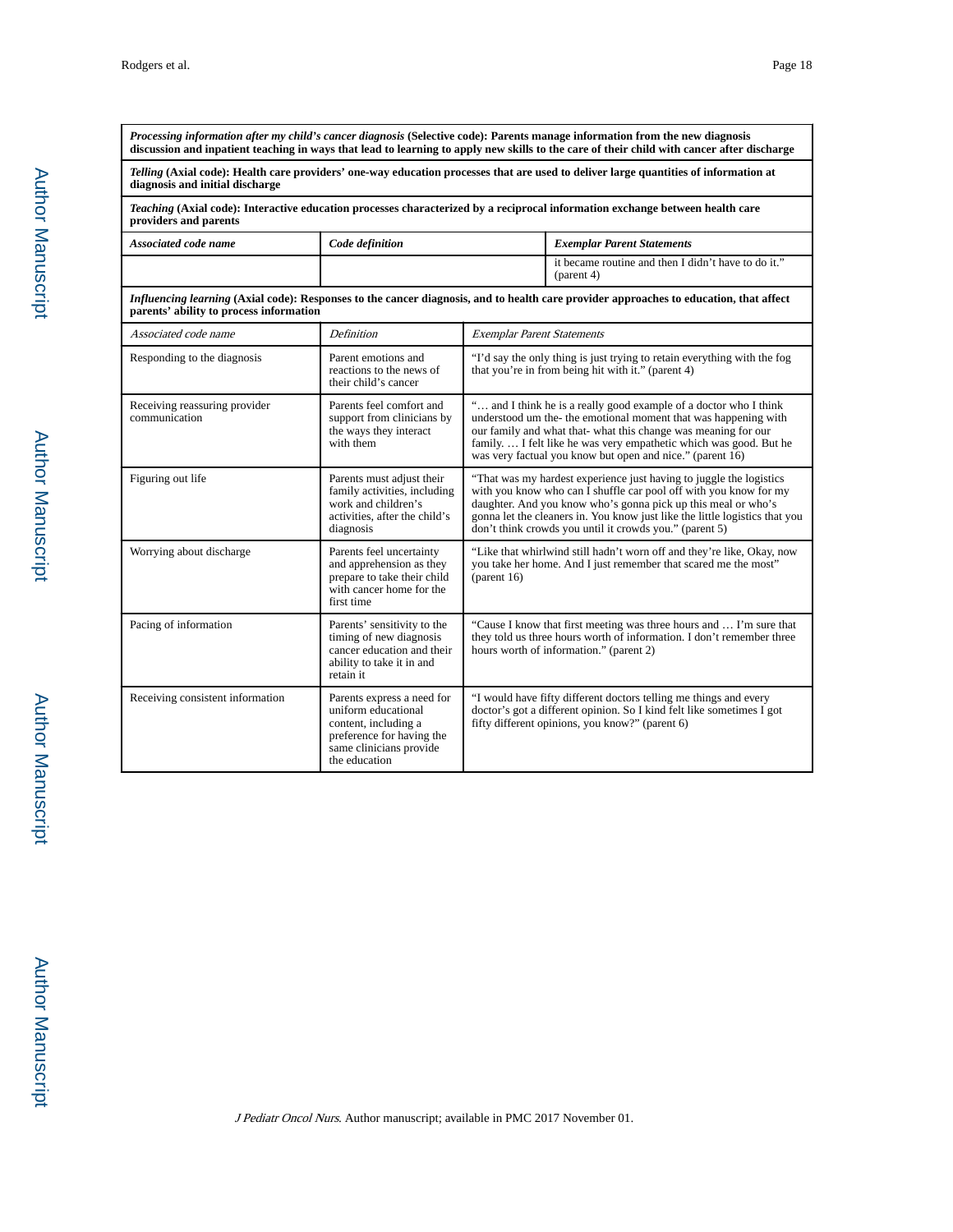| ***Processing information after my child's cancer diagnosis*** **(Selective code): Parents manage information from the new diagnosis discussion and inpatient teaching in ways that lead to learning to apply new skills to the care of their child with cancer after discharge** | | |
|---|---|---|
| ***Telling*** **(Axial code): Health care providers' one-way education processes that are used to deliver large quantities of information at diagnosis and initial discharge** | | |
| ***Teaching*** **(Axial code): Interactive education processes characterized by a reciprocal information exchange between health care providers and parents** | | |
| ***Associated code name*** | ***Code definition*** | ***Exemplar Parent Statements*** |
| | | it became routine and then I didn't have to do it." (parent 4) |
| ***Influencing learning*** **(Axial code): Responses to the cancer diagnosis, and to health care provider approaches to education, that affect parents' ability to process information** | | |
| *Associated code name* | *Definition* | *Exemplar Parent Statements* |
| Responding to the diagnosis | Parent emotions and reactions to the news of their child's cancer | "I'd say the only thing is just trying to retain everything with the fog that you're in from being hit with it." (parent 4) |
| Receiving reassuring provider communication | Parents feel comfort and support from clinicians by the ways they interact with them | "… and I think he is a really good example of a doctor who I think understood um the- the emotional moment that was happening with our family and what that- what this change was meaning for our family. … I felt like he was very empathetic which was good. But he was very factual you know but open and nice." (parent 16) |
| Figuring out life | Parents must adjust their family activities, including work and children's activities, after the child's diagnosis | "That was my hardest experience just having to juggle the logistics with you know who can I shuffle car pool off with you know for my daughter. And you know who's gonna pick up this meal or who's gonna let the cleaners in. You know just like the little logistics that you don't think crowds you until it crowds you." (parent 5) |
| Worrying about discharge | Parents feel uncertainty and apprehension as they prepare to take their child with cancer home for the first time | "Like that whirlwind still hadn't worn off and they're like, Okay, now you take her home. And I just remember that scared me the most" (parent 16) |
| Pacing of information | Parents' sensitivity to the timing of new diagnosis cancer education and their ability to take it in and retain it | "Cause I know that first meeting was three hours and … I'm sure that they told us three hours worth of information. I don't remember three hours worth of information." (parent 2) |
| Receiving consistent information | Parents express a need for uniform educational content, including a preference for having the same clinicians provide the education | "I would have fifty different doctors telling me things and every doctor's got a different opinion. So I kind felt like sometimes I got fifty different opinions, you know?" (parent 6) |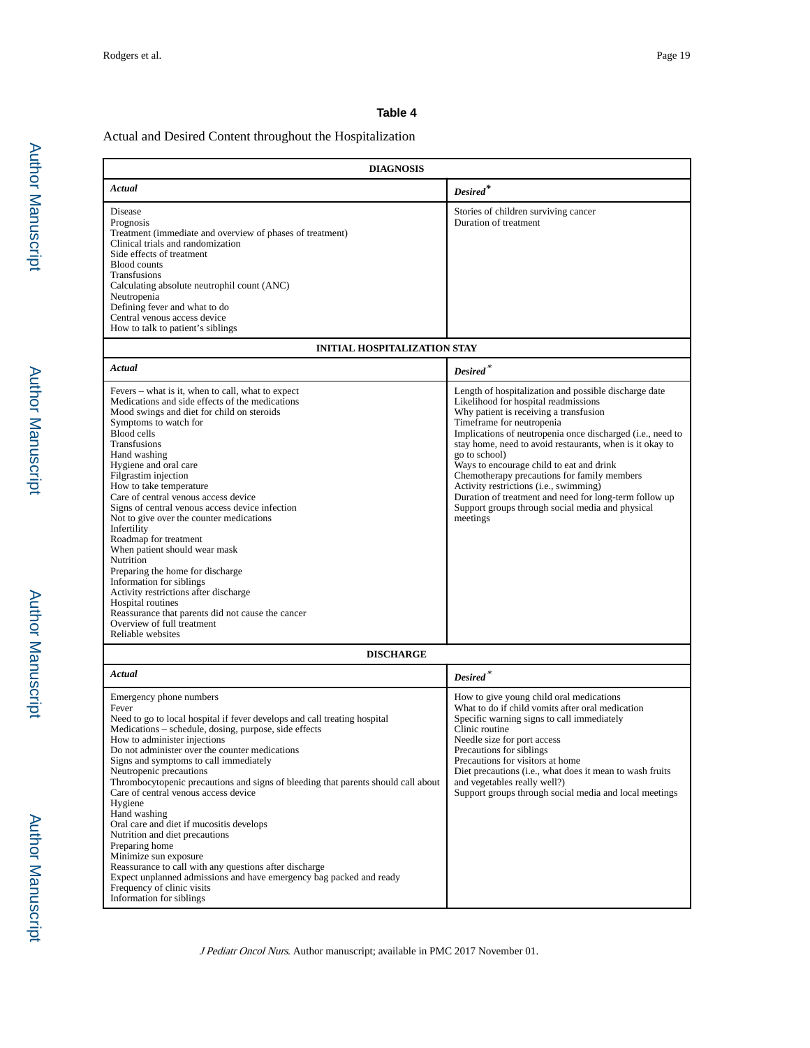## Table 4

Actual and Desired Content throughout the Hospitalization

| DIAGNOSIS | |
|---|---|
| ***Actual*** | ***Desired*** * |
| Disease<br>Prognosis<br>Treatment (immediate and overview of phases of treatment)<br>Clinical trials and randomization<br>Side effects of treatment<br>Blood counts<br>Transfusions<br>Calculating absolute neutrophil count (ANC)<br>Neutropenia<br>Defining fever and what to do<br>Central venous access device<br>How to talk to patient's siblings | Stories of children surviving cancer<br>Duration of treatment |
| **INITIAL HOSPITALIZATION STAY** | |
| ***Actual*** | ***Desired*** * |
| Fevers – what is it, when to call, what to expect<br>Medications and side effects of the medications<br>Mood swings and diet for child on steroids<br>Symptoms to watch for<br>Blood cells<br>Transfusions<br>Hand washing<br>Hygiene and oral care<br>Filgrastim injection<br>How to take temperature<br>Care of central venous access device<br>Signs of central venous access device infection<br>Not to give over the counter medications<br>Infertility<br>Roadmap for treatment<br>When patient should wear mask<br>Nutrition<br>Preparing the home for discharge<br>Information for siblings<br>Activity restrictions after discharge<br>Hospital routines<br>Reassurance that parents did not cause the cancer<br>Overview of full treatment<br>Reliable websites | Length of hospitalization and possible discharge date<br>Likelihood for hospital readmissions<br>Why patient is receiving a transfusion<br>Timeframe for neutropenia<br>Implications of neutropenia once discharged (i.e., need to stay home, need to avoid restaurants, when is it okay to go to school)<br>Ways to encourage child to eat and drink<br>Chemotherapy precautions for family members<br>Activity restrictions (i.e., swimming)<br>Duration of treatment and need for long-term follow up<br>Support groups through social media and physical meetings |
| **DISCHARGE** | |
| ***Actual*** | ***Desired*** * |
| Emergency phone numbers<br>Fever<br>Need to go to local hospital if fever develops and call treating hospital<br>Medications – schedule, dosing, purpose, side effects<br>How to administer injections<br>Do not administer over the counter medications<br>Signs and symptoms to call immediately<br>Neutropenic precautions<br>Thrombocytopenic precautions and signs of bleeding that parents should call about<br>Care of central venous access device<br>Hygiene<br>Hand washing<br>Oral care and diet if mucositis develops<br>Nutrition and diet precautions<br>Preparing home<br>Minimize sun exposure<br>Reassurance to call with any questions after discharge<br>Expect unplanned admissions and have emergency bag packed and ready<br>Frequency of clinic visits<br>Information for siblings | How to give young child oral medications<br>What to do if child vomits after oral medication<br>Specific warning signs to call immediately<br>Clinic routine<br>Needle size for port access<br>Precautions for siblings<br>Precautions for visitors at home<br>Diet precautions (i.e., what does it mean to wash fruits and vegetables really well?)<br>Support groups through social media and local meetings |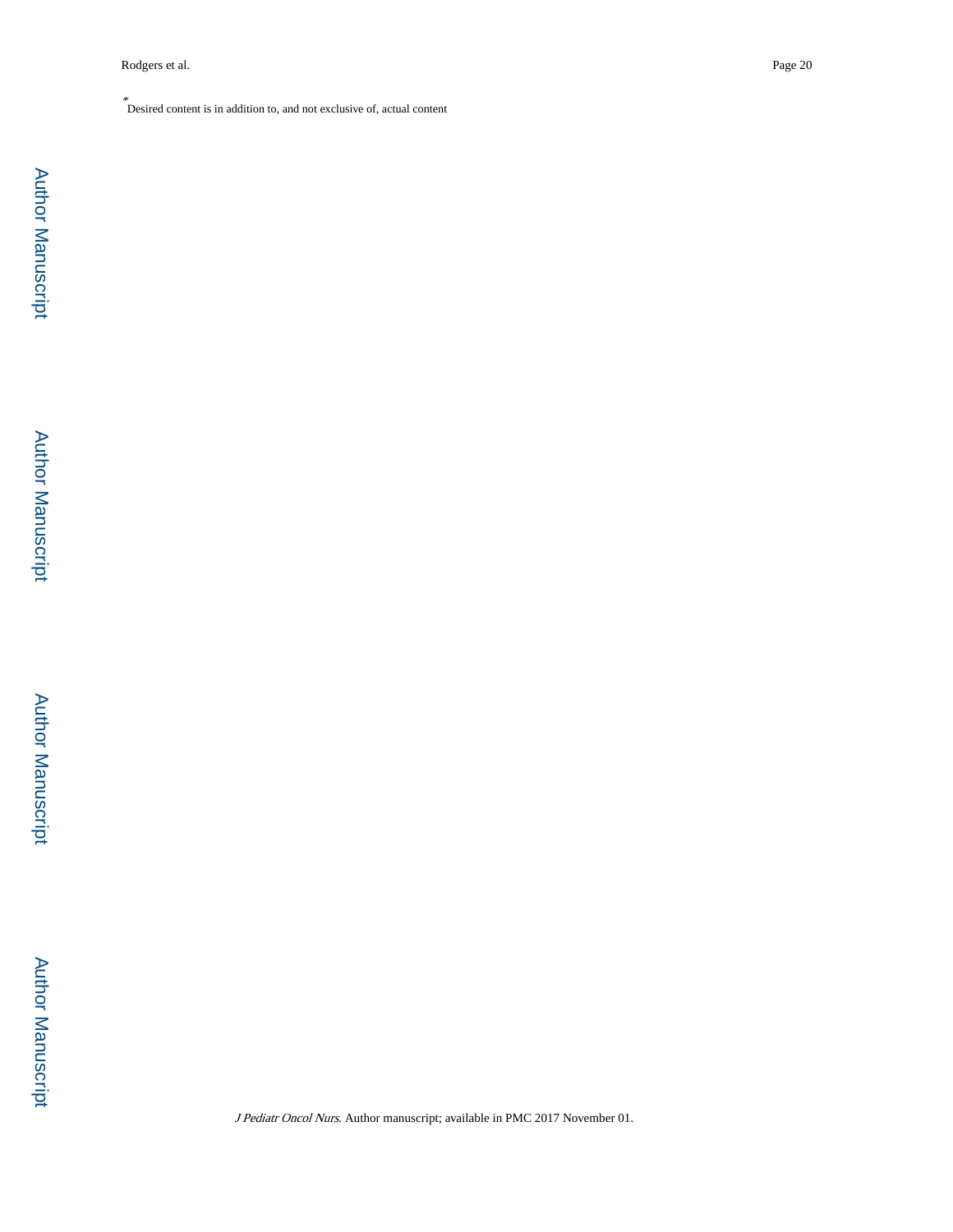*Desired content is in addition to, and not exclusive of, actual content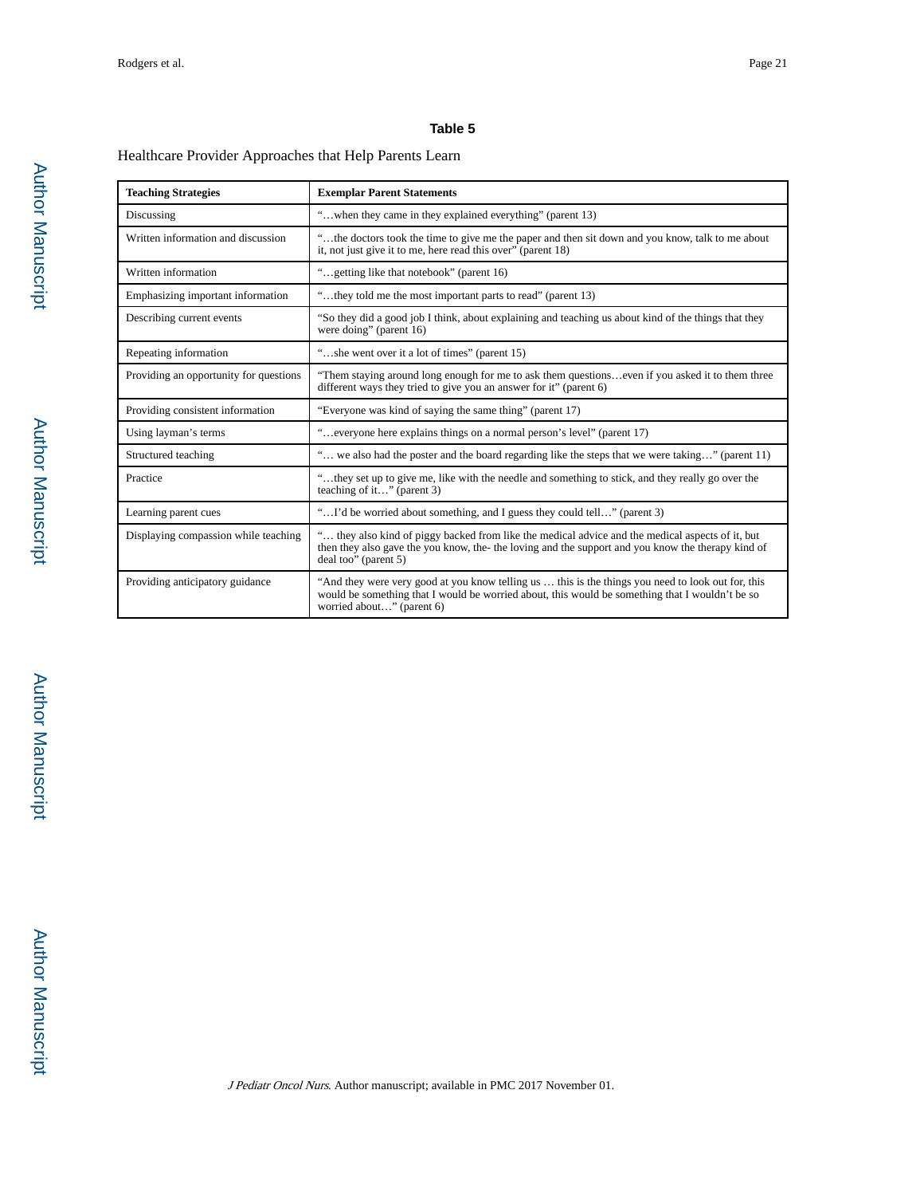**Table 5**

Healthcare Provider Approaches that Help Parents Learn

| Teaching Strategies | Exemplar Parent Statements |
| --- | --- |
| Discussing | "…when they came in they explained everything" (parent 13) |
| Written information and discussion | "…the doctors took the time to give me the paper and then sit down and you know, talk to me about it, not just give it to me, here read this over" (parent 18) |
| Written information | "…getting like that notebook" (parent 16) |
| Emphasizing important information | "…they told me the most important parts to read" (parent 13) |
| Describing current events | "So they did a good job I think, about explaining and teaching us about kind of the things that they were doing" (parent 16) |
| Repeating information | "…she went over it a lot of times" (parent 15) |
| Providing an opportunity for questions | "Them staying around long enough for me to ask them questions…even if you asked it to them three different ways they tried to give you an answer for it" (parent 6) |
| Providing consistent information | "Everyone was kind of saying the same thing" (parent 17) |
| Using layman's terms | "…everyone here explains things on a normal person's level" (parent 17) |
| Structured teaching | "… we also had the poster and the board regarding like the steps that we were taking…" (parent 11) |
| Practice | "…they set up to give me, like with the needle and something to stick, and they really go over the teaching of it…" (parent 3) |
| Learning parent cues | "…I'd be worried about something, and I guess they could tell…" (parent 3) |
| Displaying compassion while teaching | "… they also kind of piggy backed from like the medical advice and the medical aspects of it, but then they also gave the you know, the- the loving and the support and you know the therapy kind of deal too" (parent 5) |
| Providing anticipatory guidance | "And they were very good at you know telling us … this is the things you need to look out for, this would be something that I would be worried about, this would be something that I wouldn't be so worried about…" (parent 6) |